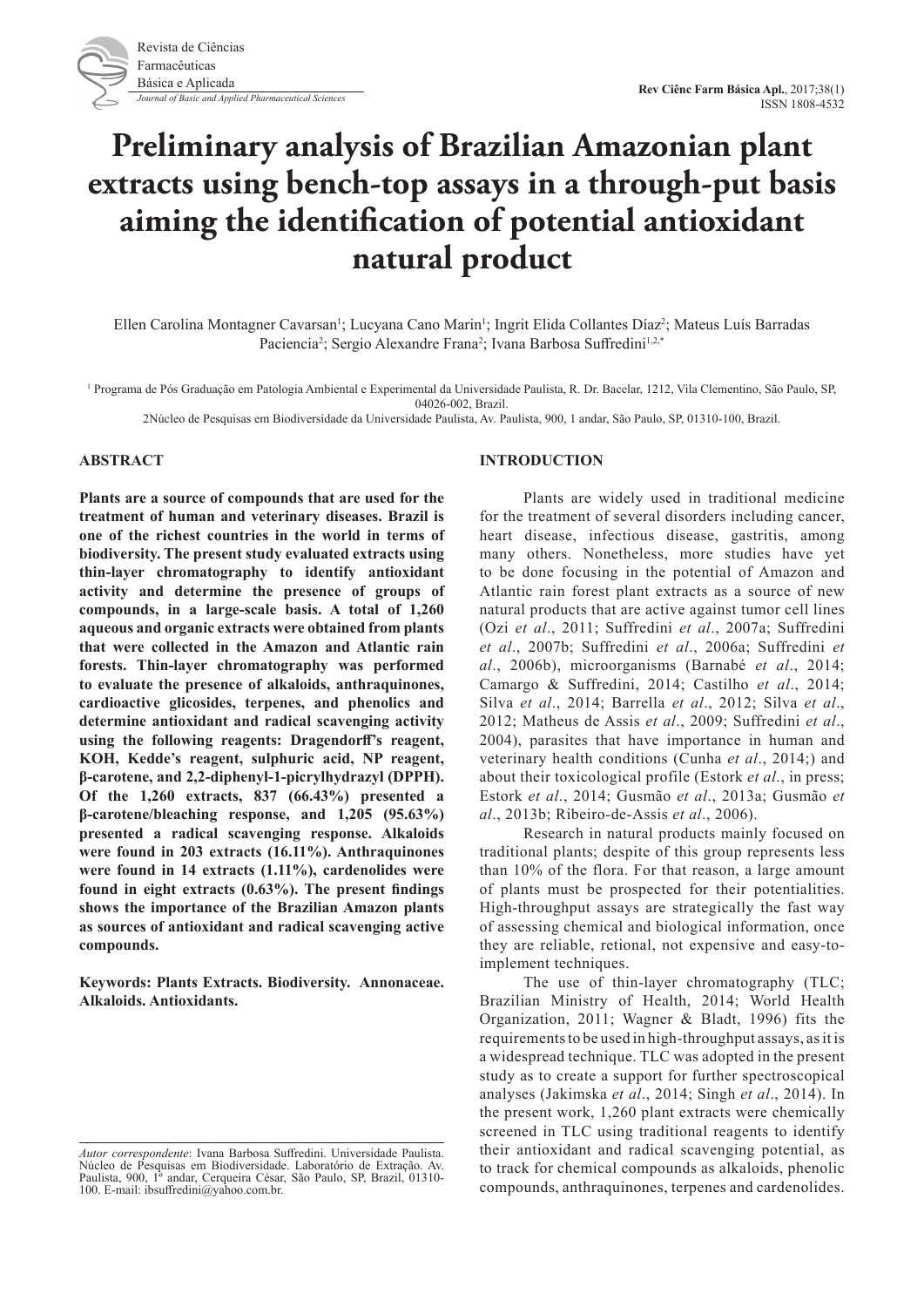# Preliminary analysis of Brazilian Amazonian plant extracts using bench-top assays in a through-put basis aiming the identification of potential antioxidant natural product

Ellen Carolina Montagner Cavarsan[1]; Lucyana Cano Marin[1]; Ingrit Elida Collantes Díaz[2]; Mateus Luís Barradas Paciencia[2]; Sergio Alexandre Frana[2]; Ivana Barbosa Suffredini[1,2,*]

[1] Programa de Pós Graduação em Patologia Ambiental e Experimental da Universidade Paulista, R. Dr. Bacelar, 1212, Vila Clementino, São Paulo, SP, 04026-002, Brazil.

2Núcleo de Pesquisas em Biodiversidade da Universidade Paulista, Av. Paulista, 900, 1 andar, São Paulo, SP, 01310-100, Brazil.

## ABSTRACT

**Plants are a source of compounds that are used for the treatment of human and veterinary diseases. Brazil is one of the richest countries in the world in terms of biodiversity. The present study evaluated extracts using thin-layer chromatography to identify antioxidant activity and determine the presence of groups of compounds, in a large-scale basis. A total of 1,260 aqueous and organic extracts were obtained from plants that were collected in the Amazon and Atlantic rain forests. Thin-layer chromatography was performed to evaluate the presence of alkaloids, anthraquinones, cardioactive glicosides, terpenes, and phenolics and determine antioxidant and radical scavenging activity using the following reagents: Dragendorff's reagent, KOH, Kedde's reagent, sulphuric acid, NP reagent, β-carotene, and 2,2-diphenyl-1-picrylhydrazyl (DPPH). Of the 1,260 extracts, 837 (66.43%) presented a β-carotene/bleaching response, and 1,205 (95.63%) presented a radical scavenging response. Alkaloids were found in 203 extracts (16.11%). Anthraquinones were found in 14 extracts (1.11%), cardenolides were found in eight extracts (0.63%). The present findings shows the importance of the Brazilian Amazon plants as sources of antioxidant and radical scavenging active compounds.**

**Keywords: Plants Extracts. Biodiversity. Annonaceae. Alkaloids. Antioxidants.**

## INTRODUCTION

Plants are widely used in traditional medicine for the treatment of several disorders including cancer, heart disease, infectious disease, gastritis, among many others. Nonetheless, more studies have yet to be done focusing in the potential of Amazon and Atlantic rain forest plant extracts as a source of new natural products that are active against tumor cell lines (Ozi *et al*., 2011; Suffredini *et al*., 2007a; Suffredini *et al*., 2007b; Suffredini *et al*., 2006a; Suffredini *et al*., 2006b), microorganisms (Barnabé *et al*., 2014; Camargo & Suffredini, 2014; Castilho *et al*., 2014; Silva *et al*., 2014; Barrella *et al*., 2012; Silva *et al*., 2012; Matheus de Assis *et al*., 2009; Suffredini *et al*., 2004), parasites that have importance in human and veterinary health conditions (Cunha *et al*., 2014;) and about their toxicological profile (Estork *et al*., in press; Estork *et al*., 2014; Gusmão *et al*., 2013a; Gusmão *et al*., 2013b; Ribeiro-de-Assis *et al*., 2006).

Research in natural products mainly focused on traditional plants; despite of this group represents less than 10% of the flora. For that reason, a large amount of plants must be prospected for their potentialities. High-throughput assays are strategically the fast way of assessing chemical and biological information, once they are reliable, retional, not expensive and easy-to-implement techniques.

The use of thin-layer chromatography (TLC; Brazilian Ministry of Health, 2014; World Health Organization, 2011; Wagner & Bladt, 1996) fits the requirements to be used in high-throughput assays, as it is a widespread technique. TLC was adopted in the present study as to create a support for further spectroscopical analyses (Jakimska *et al*., 2014; Singh *et al*., 2014). In the present work, 1,260 plant extracts were chemically screened in TLC using traditional reagents to identify their antioxidant and radical scavenging potential, as to track for chemical compounds as alkaloids, phenolic compounds, anthraquinones, terpenes and cardenolides.

*Autor correspondente*: Ivana Barbosa Suffredini. Universidade Paulista. Núcleo de Pesquisas em Biodiversidade. Laboratório de Extração. Av. Paulista, 900, 1º andar, Cerqueira César, São Paulo, SP, Brazil, 01310-100. E-mail: ibsuffredini@yahoo.com.br.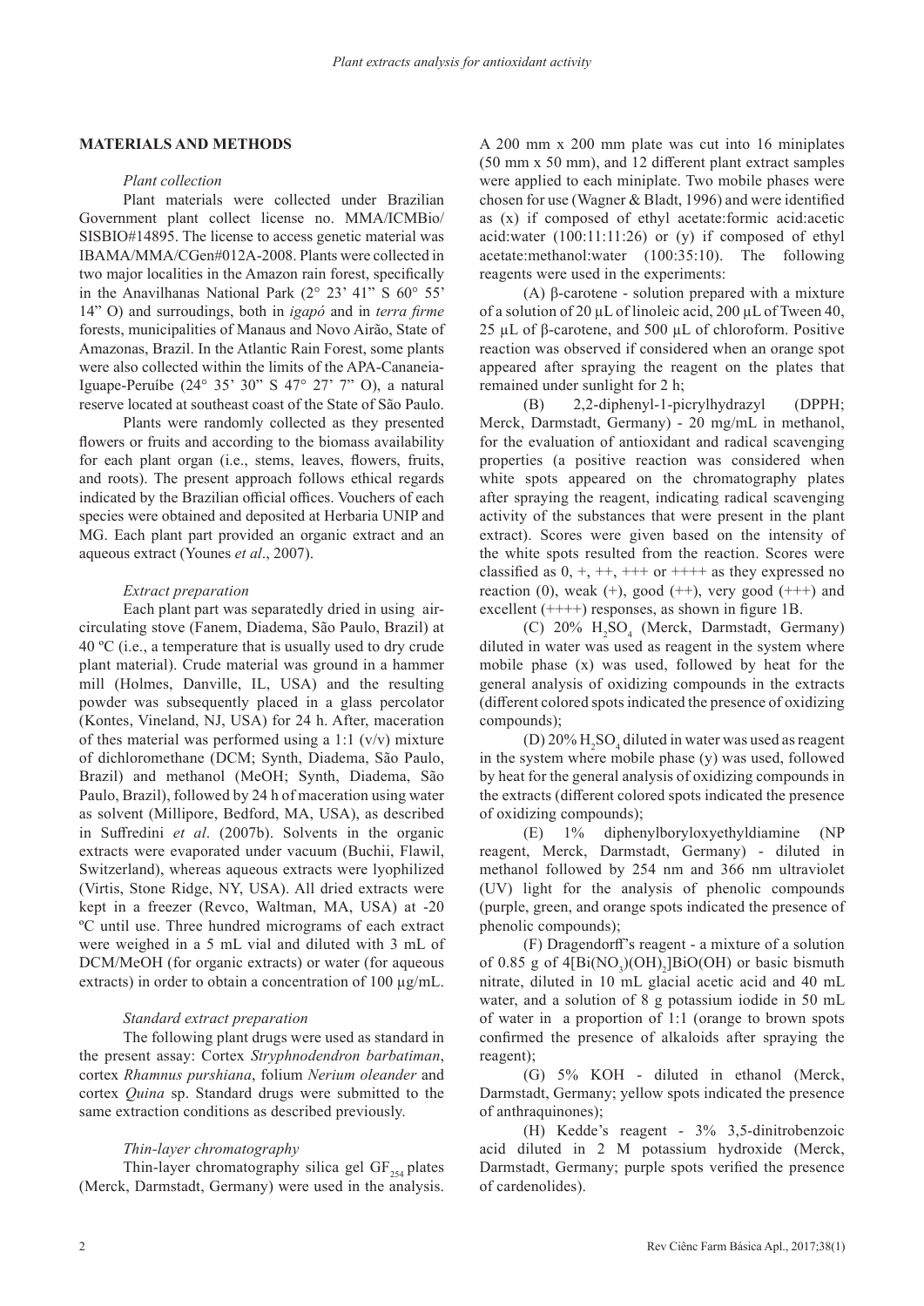## MATERIALS AND METHODS

### *Plant collection*

Plant materials were collected under Brazilian Government plant collect license no. MMA/ICMBio/SISBIO#14895. The license to access genetic material was IBAMA/MMA/CGen#012A-2008. Plants were collected in two major localities in the Amazon rain forest, specifically in the Anavilhanas National Park (2° 23' 41" S 60° 55' 14" O) and surroudings, both in *igapó* and in *terra firme* forests, municipalities of Manaus and Novo Airão, State of Amazonas, Brazil. In the Atlantic Rain Forest, some plants were also collected within the limits of the APA-Cananeia-Iguape-Peruíbe (24° 35' 30" S 47° 27' 7" O), a natural reserve located at southeast coast of the State of São Paulo.

Plants were randomly collected as they presented flowers or fruits and according to the biomass availability for each plant organ (i.e., stems, leaves, flowers, fruits, and roots). The present approach follows ethical regards indicated by the Brazilian official offices. Vouchers of each species were obtained and deposited at Herbaria UNIP and MG. Each plant part provided an organic extract and an aqueous extract (Younes *et al*., 2007).

### *Extract preparation*

Each plant part was separatedly dried in using air-circulating stove (Fanem, Diadema, São Paulo, Brazil) at 40 ºC (i.e., a temperature that is usually used to dry crude plant material). Crude material was ground in a hammer mill (Holmes, Danville, IL, USA) and the resulting powder was subsequently placed in a glass percolator (Kontes, Vineland, NJ, USA) for 24 h. After, maceration of thes material was performed using a 1:1 (v/v) mixture of dichloromethane (DCM; Synth, Diadema, São Paulo, Brazil) and methanol (MeOH; Synth, Diadema, São Paulo, Brazil), followed by 24 h of maceration using water as solvent (Millipore, Bedford, MA, USA), as described in Suffredini *et al*. (2007b). Solvents in the organic extracts were evaporated under vacuum (Buchii, Flawil, Switzerland), whereas aqueous extracts were lyophilized (Virtis, Stone Ridge, NY, USA). All dried extracts were kept in a freezer (Revco, Waltman, MA, USA) at -20 ºC until use. Three hundred micrograms of each extract were weighed in a 5 mL vial and diluted with 3 mL of DCM/MeOH (for organic extracts) or water (for aqueous extracts) in order to obtain a concentration of 100 μg/mL.

### *Standard extract preparation*

The following plant drugs were used as standard in the present assay: Cortex *Stryphnodendron barbatiman*, cortex *Rhamnus purshiana*, folium *Nerium oleander* and cortex *Quina* sp. Standard drugs were submitted to the same extraction conditions as described previously.

### *Thin-layer chromatography*

Thin-layer chromatography silica gel $GF_{254}$ plates (Merck, Darmstadt, Germany) were used in the analysis. A 200 mm x 200 mm plate was cut into 16 miniplates (50 mm x 50 mm), and 12 different plant extract samples were applied to each miniplate. Two mobile phases were chosen for use (Wagner & Bladt, 1996) and were identified as (x) if composed of ethyl acetate:formic acid:acetic acid:water (100:11:11:26) or (y) if composed of ethyl acetate:methanol:water (100:35:10). The following reagents were used in the experiments:

(A) β-carotene - solution prepared with a mixture of a solution of 20 μL of linoleic acid, 200 μL of Tween 40, 25 μL of β-carotene, and 500 μL of chloroform. Positive reaction was observed if considered when an orange spot appeared after spraying the reagent on the plates that remained under sunlight for 2 h;

(B) 2,2-diphenyl-1-picrylhydrazyl (DPPH; Merck, Darmstadt, Germany) - 20 mg/mL in methanol, for the evaluation of antioxidant and radical scavenging properties (a positive reaction was considered when white spots appeared on the chromatography plates after spraying the reagent, indicating radical scavenging activity of the substances that were present in the plant extract). Scores were given based on the intensity of the white spots resulted from the reaction. Scores were classified as 0, +, ++, +++ or ++++ as they expressed no reaction (0), weak (+), good (++), very good (+++) and excellent (++++) responses, as shown in figure 1B.

(C) 20% $H_2SO_4$ (Merck, Darmstadt, Germany) diluted in water was used as reagent in the system where mobile phase (x) was used, followed by heat for the general analysis of oxidizing compounds in the extracts (different colored spots indicated the presence of oxidizing compounds);

(D) 20% $H_2SO_4$ diluted in water was used as reagent in the system where mobile phase (y) was used, followed by heat for the general analysis of oxidizing compounds in the extracts (different colored spots indicated the presence of oxidizing compounds);

(E) 1% diphenylboryloxyethyldiamine (NP reagent, Merck, Darmstadt, Germany) - diluted in methanol followed by 254 nm and 366 nm ultraviolet (UV) light for the analysis of phenolic compounds (purple, green, and orange spots indicated the presence of phenolic compounds);

(F) Dragendorff's reagent - a mixture of a solution of 0.85 g of $4[Bi(NO_3)(OH)_2]BiO(OH)$ or basic bismuth nitrate, diluted in 10 mL glacial acetic acid and 40 mL water, and a solution of 8 g potassium iodide in 50 mL of water in a proportion of 1:1 (orange to brown spots confirmed the presence of alkaloids after spraying the reagent);

(G) 5% KOH - diluted in ethanol (Merck, Darmstadt, Germany; yellow spots indicated the presence of anthraquinones);

(H) Kedde's reagent - 3% 3,5-dinitrobenzoic acid diluted in 2 M potassium hydroxide (Merck, Darmstadt, Germany; purple spots verified the presence of cardenolides).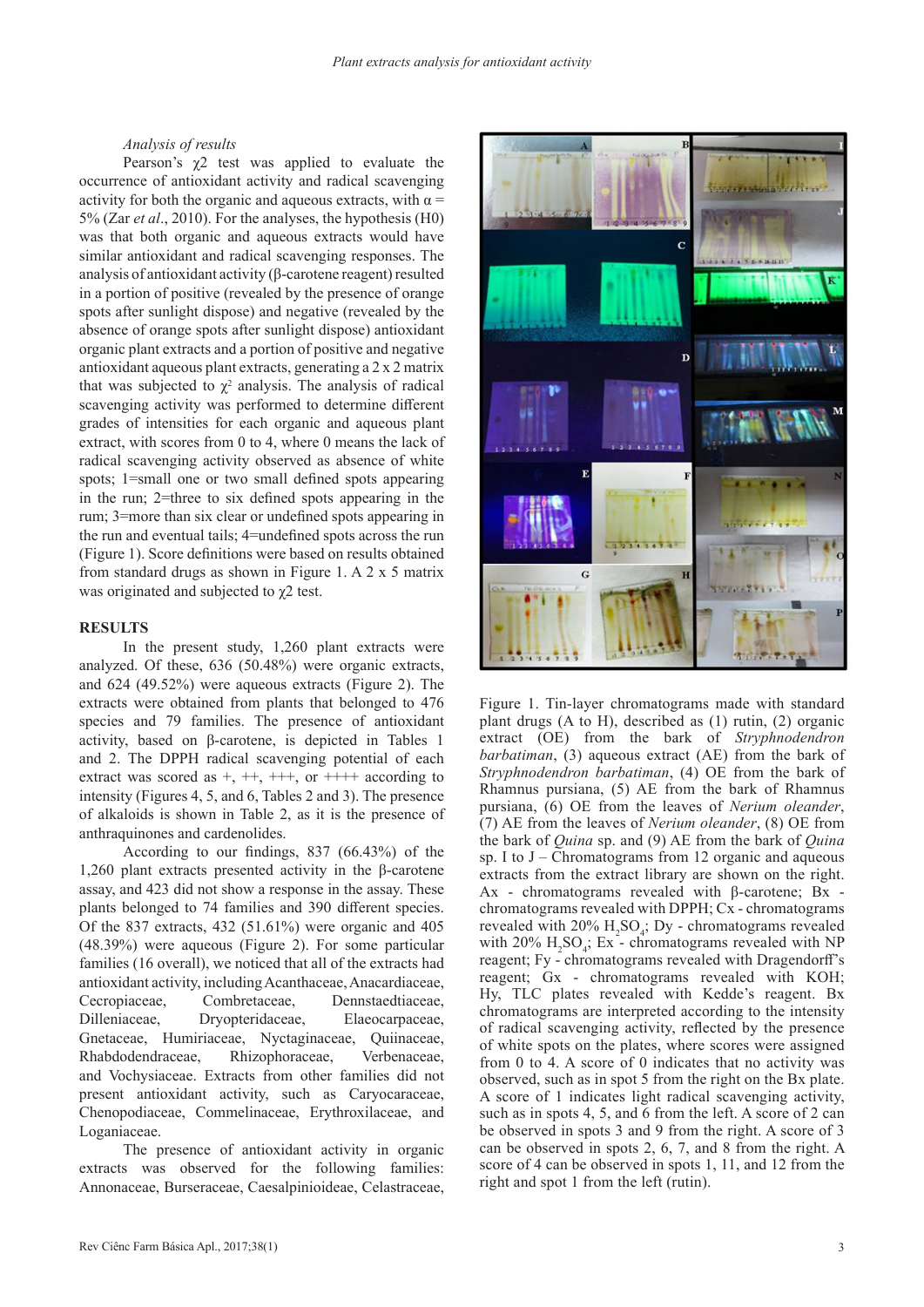*Analysis of results*

Pearson's χ2 test was applied to evaluate the occurrence of antioxidant activity and radical scavenging activity for both the organic and aqueous extracts, with α = 5% (Zar *et al*., 2010). For the analyses, the hypothesis (H0) was that both organic and aqueous extracts would have similar antioxidant and radical scavenging responses. The analysis of antioxidant activity (β-carotene reagent) resulted in a portion of positive (revealed by the presence of orange spots after sunlight dispose) and negative (revealed by the absence of orange spots after sunlight dispose) antioxidant organic plant extracts and a portion of positive and negative antioxidant aqueous plant extracts, generating a 2 x 2 matrix that was subjected to $\chi^2$ analysis. The analysis of radical scavenging activity was performed to determine different grades of intensities for each organic and aqueous plant extract, with scores from 0 to 4, where 0 means the lack of radical scavenging activity observed as absence of white spots; 1=small one or two small defined spots appearing in the run; 2=three to six defined spots appearing in the rum; 3=more than six clear or undefined spots appearing in the run and eventual tails; 4=undefined spots across the run (Figure 1). Score definitions were based on results obtained from standard drugs as shown in Figure 1. A 2 x 5 matrix was originated and subjected to χ2 test.

## RESULTS

In the present study, 1,260 plant extracts were analyzed. Of these, 636 (50.48%) were organic extracts, and 624 (49.52%) were aqueous extracts (Figure 2). The extracts were obtained from plants that belonged to 476 species and 79 families. The presence of antioxidant activity, based on β-carotene, is depicted in Tables 1 and 2. The DPPH radical scavenging potential of each extract was scored as +, ++, +++, or ++++ according to intensity (Figures 4, 5, and 6, Tables 2 and 3). The presence of alkaloids is shown in Table 2, as it is the presence of anthraquinones and cardenolides.

According to our findings, 837 (66.43%) of the 1,260 plant extracts presented activity in the β-carotene assay, and 423 did not show a response in the assay. These plants belonged to 74 families and 390 different species. Of the 837 extracts, 432 (51.61%) were organic and 405 (48.39%) were aqueous (Figure 2). For some particular families (16 overall), we noticed that all of the extracts had antioxidant activity, including Acanthaceae, Anacardiaceae, Cecropiaceae, Combretaceae, Dennstaedtiaceae, Dilleniaceae, Dryopteridaceae, Elaeocarpaceae, Gnetaceae, Humiriaceae, Nyctaginaceae, Quiinaceae, Rhabdodendraceae, Rhizophoraceae, Verbenaceae, and Vochysiaceae. Extracts from other families did not present antioxidant activity, such as Caryocaraceae, Chenopodiaceae, Commelinaceae, Erythroxilaceae, and Loganiaceae.

The presence of antioxidant activity in organic extracts was observed for the following families: Annonaceae, Burseraceae, Caesalpinioideae, Celastraceae,

Figure 1. Tin-layer chromatograms made with standard plant drugs (A to H), described as (1) rutin, (2) organic extract (OE) from the bark of *Stryphnodendron barbatiman*, (3) aqueous extract (AE) from the bark of *Stryphnodendron barbatiman*, (4) OE from the bark of Rhamnus pursiana, (5) AE from the bark of Rhamnus pursiana, (6) OE from the leaves of *Nerium oleander*, (7) AE from the leaves of *Nerium oleander*, (8) OE from the bark of *Quina* sp. and (9) AE from the bark of *Quina* sp. I to J – Chromatograms from 12 organic and aqueous extracts from the extract library are shown on the right. Ax - chromatograms revealed with β-carotene; Bx - chromatograms revealed with DPPH; Cx - chromatograms revealed with 20% $H_2SO_4$; Dy - chromatograms revealed with 20% $H_2SO_4$; Ex - chromatograms revealed with NP reagent; Fy - chromatograms revealed with Dragendorff's reagent; Gx - chromatograms revealed with KOH; Hy, TLC plates revealed with Kedde's reagent. Bx chromatograms are interpreted according to the intensity of radical scavenging activity, reflected by the presence of white spots on the plates, where scores were assigned from 0 to 4. A score of 0 indicates that no activity was observed, such as in spot 5 from the right on the Bx plate. A score of 1 indicates light radical scavenging activity, such as in spots 4, 5, and 6 from the left. A score of 2 can be observed in spots 3 and 9 from the right. A score of 3 can be observed in spots 2, 6, 7, and 8 from the right. A score of 4 can be observed in spots 1, 11, and 12 from the right and spot 1 from the left (rutin).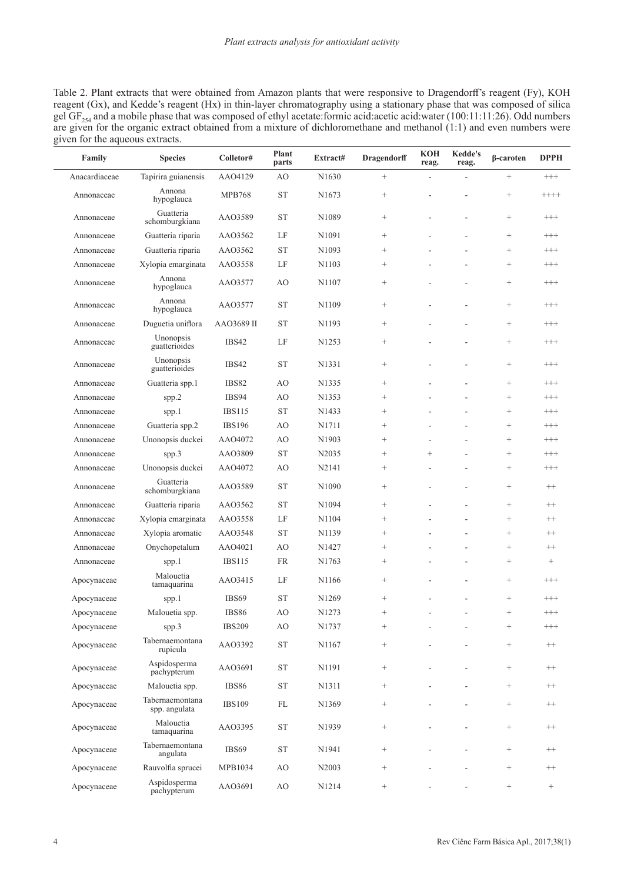Table 2. Plant extracts that were obtained from Amazon plants that were responsive to Dragendorff's reagent (Fy), KOH reagent (Gx), and Kedde's reagent (Hx) in thin-layer chromatography using a stationary phase that was composed of silica gel $GF_{254}$ and a mobile phase that was composed of ethyl acetate:formic acid:acetic acid:water (100:11:11:26). Odd numbers are given for the organic extract obtained from a mixture of dichloromethane and methanol (1:1) and even numbers were given for the aqueous extracts.

| Family | Species | Colletor# | Plant parts | Extract# | Dragendorff | KOH reag. | Kedde's reag. | β-caroten | DPPH |
|---|---|---|---|---|---|---|---|---|---|
| Anacardiaceae | Tapirira guianensis | AAO4129 | AO | N1630 | + | - | - | + | +++ |
| Annonaceae | Annona hypoglauca | MPB768 | ST | N1673 | + | - | - | + | ++++ |
| Annonaceae | Guatteria schomburgkiana | AAO3589 | ST | N1089 | + | - | - | + | +++ |
| Annonaceae | Guatteria riparia | AAO3562 | LF | N1091 | + | - | - | + | +++ |
| Annonaceae | Guatteria riparia | AAO3562 | ST | N1093 | + | - | - | + | +++ |
| Annonaceae | Xylopia emarginata | AAO3558 | LF | N1103 | + | - | - | + | +++ |
| Annonaceae | Annona hypoglauca | AAO3577 | AO | N1107 | + | - | - | + | +++ |
| Annonaceae | Annona hypoglauca | AAO3577 | ST | N1109 | + | - | - | + | +++ |
| Annonaceae | Duguetia uniflora | AAO3689 II | ST | N1193 | + | - | - | + | +++ |
| Annonaceae | Unonopsis guatterioides | IBS42 | LF | N1253 | + | - | - | + | +++ |
| Annonaceae | Unonopsis guatterioides | IBS42 | ST | N1331 | + | - | - | + | +++ |
| Annonaceae | Guatteria spp.1 | IBS82 | AO | N1335 | + | - | - | + | +++ |
| Annonaceae | spp.2 | IBS94 | AO | N1353 | + | - | - | + | +++ |
| Annonaceae | spp.1 | IBS115 | ST | N1433 | + | - | - | + | +++ |
| Annonaceae | Guatteria spp.2 | IBS196 | AO | N1711 | + | - | - | + | +++ |
| Annonaceae | Unonopsis duckei | AAO4072 | AO | N1903 | + | - | - | + | +++ |
| Annonaceae | spp.3 | AAO3809 | ST | N2035 | + | + | - | + | +++ |
| Annonaceae | Unonopsis duckei | AAO4072 | AO | N2141 | + | - | - | + | +++ |
| Annonaceae | Guatteria schomburgkiana | AAO3589 | ST | N1090 | + | - | - | + | ++ |
| Annonaceae | Guatteria riparia | AAO3562 | ST | N1094 | + | - | - | + | ++ |
| Annonaceae | Xylopia emarginata | AAO3558 | LF | N1104 | + | - | - | + | ++ |
| Annonaceae | Xylopia aromatic | AAO3548 | ST | N1139 | + | - | - | + | ++ |
| Annonaceae | Onychopetalum | AAO4021 | AO | N1427 | + | - | - | + | ++ |
| Annonaceae | spp.1 | IBS115 | FR | N1763 | + | - | - | + | + |
| Apocynaceae | Malouetia tamaquarina | AAO3415 | LF | N1166 | + | - | - | + | +++ |
| Apocynaceae | spp.1 | IBS69 | ST | N1269 | + | - | - | + | +++ |
| Apocynaceae | Malouetia spp. | IBS86 | AO | N1273 | + | - | - | + | +++ |
| Apocynaceae | spp.3 | IBS209 | AO | N1737 | + | - | - | + | +++ |
| Apocynaceae | Tabernaemontana rupicula | AAO3392 | ST | N1167 | + | - | - | + | ++ |
| Apocynaceae | Aspidosperma pachypterum | AAO3691 | ST | N1191 | + | - | - | + | ++ |
| Apocynaceae | Malouetia spp. | IBS86 | ST | N1311 | + | - | - | + | ++ |
| Apocynaceae | Tabernaemontana spp. angulata | IBS109 | FL | N1369 | + | - | - | + | ++ |
| Apocynaceae | Malouetia tamaquarina | AAO3395 | ST | N1939 | + | - | - | + | ++ |
| Apocynaceae | Tabernaemontana angulata | IBS69 | ST | N1941 | + | - | - | + | ++ |
| Apocynaceae | Rauvolfia sprucei | MPB1034 | AO | N2003 | + | - | - | + | ++ |
| Apocynaceae | Aspidosperma pachypterum | AAO3691 | AO | N1214 | + | - | - | + | + |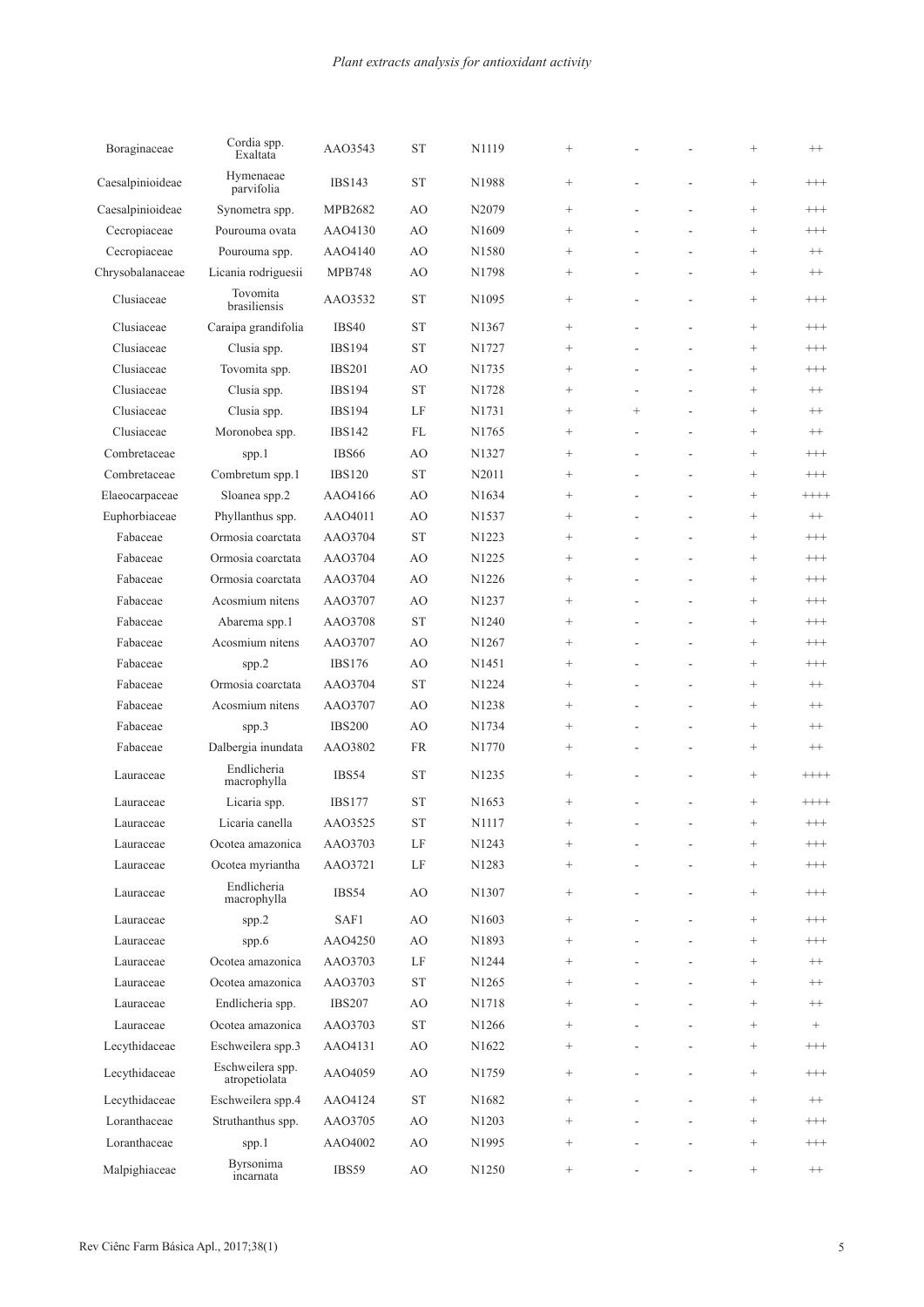| | | | | | | | | | |
|---|---|---|---|---|---|---|---|---|---|
| Boraginaceae | Cordia spp. Exaltata | AAO3543 | ST | N1119 | + | - | - | + | ++ |
| Caesalpinioideae | Hymenaeae parvifolia | IBS143 | ST | N1988 | + | - | - | + | +++ |
| Caesalpinioideae | Synometra spp. | MPB2682 | AO | N2079 | + | - | - | + | +++ |
| Cecropiaceae | Pourouma ovata | AAO4130 | AO | N1609 | + | - | - | + | +++ |
| Cecropiaceae | Pourouma spp. | AAO4140 | AO | N1580 | + | - | - | + | ++ |
| Chrysobalanaceae | Licania rodriguesii | MPB748 | AO | N1798 | + | - | - | + | ++ |
| Clusiaceae | Tovomita brasiliensis | AAO3532 | ST | N1095 | + | - | - | + | +++ |
| Clusiaceae | Caraipa grandifolia | IBS40 | ST | N1367 | + | - | - | + | +++ |
| Clusiaceae | Clusia spp. | IBS194 | ST | N1727 | + | - | - | + | +++ |
| Clusiaceae | Tovomita spp. | IBS201 | AO | N1735 | + | - | - | + | +++ |
| Clusiaceae | Clusia spp. | IBS194 | ST | N1728 | + | - | - | + | ++ |
| Clusiaceae | Clusia spp. | IBS194 | LF | N1731 | + | + | - | + | ++ |
| Clusiaceae | Moronobea spp. | IBS142 | FL | N1765 | + | - | - | + | ++ |
| Combretaceae | spp.1 | IBS66 | AO | N1327 | + | - | - | + | +++ |
| Combretaceae | Combretum spp.1 | IBS120 | ST | N2011 | + | - | - | + | +++ |
| Elaeocarpaceae | Sloanea spp.2 | AAO4166 | AO | N1634 | + | - | - | + | ++++ |
| Euphorbiaceae | Phyllanthus spp. | AAO4011 | AO | N1537 | + | - | - | + | ++ |
| Fabaceae | Ormosia coarctata | AAO3704 | ST | N1223 | + | - | - | + | +++ |
| Fabaceae | Ormosia coarctata | AAO3704 | AO | N1225 | + | - | - | + | +++ |
| Fabaceae | Ormosia coarctata | AAO3704 | AO | N1226 | + | - | - | + | +++ |
| Fabaceae | Acosmium nitens | AAO3707 | AO | N1237 | + | - | - | + | +++ |
| Fabaceae | Abarema spp.1 | AAO3708 | ST | N1240 | + | - | - | + | +++ |
| Fabaceae | Acosmium nitens | AAO3707 | AO | N1267 | + | - | - | + | +++ |
| Fabaceae | spp.2 | IBS176 | AO | N1451 | + | - | - | + | +++ |
| Fabaceae | Ormosia coarctata | AAO3704 | ST | N1224 | + | - | - | + | ++ |
| Fabaceae | Acosmium nitens | AAO3707 | AO | N1238 | + | - | - | + | ++ |
| Fabaceae | spp.3 | IBS200 | AO | N1734 | + | - | - | + | ++ |
| Fabaceae | Dalbergia inundata | AAO3802 | FR | N1770 | + | - | - | + | ++ |
| Lauraceae | Endlicheria macrophylla | IBS54 | ST | N1235 | + | - | - | + | ++++ |
| Lauraceae | Licaria spp. | IBS177 | ST | N1653 | + | - | - | + | ++++ |
| Lauraceae | Licaria canella | AAO3525 | ST | N1117 | + | - | - | + | +++ |
| Lauraceae | Ocotea amazonica | AAO3703 | LF | N1243 | + | - | - | + | +++ |
| Lauraceae | Ocotea myriantha | AAO3721 | LF | N1283 | + | - | - | + | +++ |
| Lauraceae | Endlicheria macrophylla | IBS54 | AO | N1307 | + | - | - | + | +++ |
| Lauraceae | spp.2 | SAF1 | AO | N1603 | + | - | - | + | +++ |
| Lauraceae | spp.6 | AAO4250 | AO | N1893 | + | - | - | + | +++ |
| Lauraceae | Ocotea amazonica | AAO3703 | LF | N1244 | + | - | - | + | ++ |
| Lauraceae | Ocotea amazonica | AAO3703 | ST | N1265 | + | - | - | + | ++ |
| Lauraceae | Endlicheria spp. | IBS207 | AO | N1718 | + | - | - | + | ++ |
| Lauraceae | Ocotea amazonica | AAO3703 | ST | N1266 | + | - | - | + | + |
| Lecythidaceae | Eschweilera spp.3 | AAO4131 | AO | N1622 | + | - | - | + | +++ |
| Lecythidaceae | Eschweilera spp. atropetiolata | AAO4059 | AO | N1759 | + | - | - | + | +++ |
| Lecythidaceae | Eschweilera spp.4 | AAO4124 | ST | N1682 | + | - | - | + | ++ |
| Loranthaceae | Struthanthus spp. | AAO3705 | AO | N1203 | + | - | - | + | +++ |
| Loranthaceae | spp.1 | AAO4002 | AO | N1995 | + | - | - | + | +++ |
| Malpighiaceae | Byrsonima incarnata | IBS59 | AO | N1250 | + | - | - | + | ++ |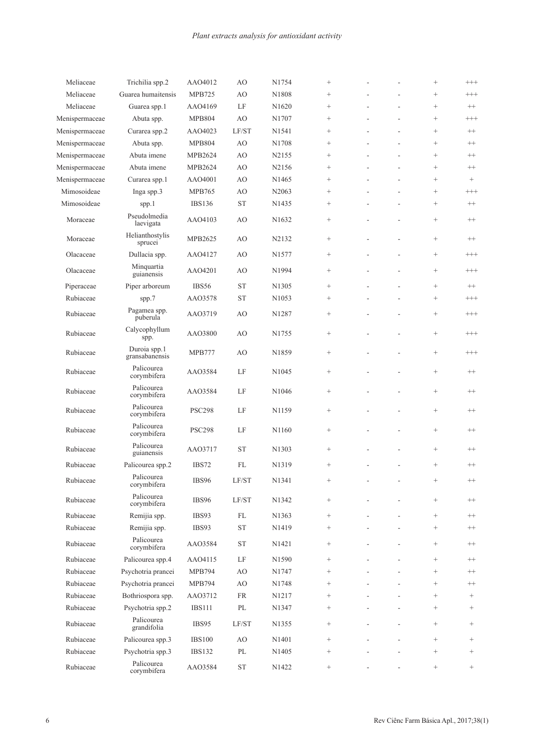| | | | | | | | | | |
|---|---|---|---|---|---|---|---|---|---|
| Meliaceae | Trichilia spp.2 | AAO4012 | AO | N1754 | + | - | - | + | +++ |
| Meliaceae | Guarea humaitensis | MPB725 | AO | N1808 | + | - | - | + | +++ |
| Meliaceae | Guarea spp.1 | AAO4169 | LF | N1620 | + | - | - | + | ++ |
| Menispermaceae | Abuta spp. | MPB804 | AO | N1707 | + | - | - | + | +++ |
| Menispermaceae | Curarea spp.2 | AAO4023 | LF/ST | N1541 | + | - | - | + | ++ |
| Menispermaceae | Abuta spp. | MPB804 | AO | N1708 | + | - | - | + | ++ |
| Menispermaceae | Abuta imene | MPB2624 | AO | N2155 | + | - | - | + | ++ |
| Menispermaceae | Abuta imene | MPB2624 | AO | N2156 | + | - | - | + | ++ |
| Menispermaceae | Curarea spp.1 | AAO4001 | AO | N1465 | + | - | - | + | + |
| Mimosoideae | Inga spp.3 | MPB765 | AO | N2063 | + | - | - | + | +++ |
| Mimosoideae | spp.1 | IBS136 | ST | N1435 | + | - | - | + | ++ |
| Moraceae | Pseudolmedia laevigata | AAO4103 | AO | N1632 | + | - | - | + | ++ |
| Moraceae | Helianthostylis sprucei | MPB2625 | AO | N2132 | + | - | - | + | ++ |
| Olacaceae | Dullacia spp. | AAO4127 | AO | N1577 | + | - | - | + | +++ |
| Olacaceae | Minquartia guianensis | AAO4201 | AO | N1994 | + | - | - | + | +++ |
| Piperaceae | Piper arboreum | IBS56 | ST | N1305 | + | - | - | + | ++ |
| Rubiaceae | spp.7 | AAO3578 | ST | N1053 | + | - | - | + | +++ |
| Rubiaceae | Pagamea spp. puberula | AAO3719 | AO | N1287 | + | - | - | + | +++ |
| Rubiaceae | Calycophyllum spp. | AAO3800 | AO | N1755 | + | - | - | + | +++ |
| Rubiaceae | Duroia spp.1 gransabanensis | MPB777 | AO | N1859 | + | - | - | + | +++ |
| Rubiaceae | Palicourea corymbifera | AAO3584 | LF | N1045 | + | - | - | + | ++ |
| Rubiaceae | Palicourea corymbifera | AAO3584 | LF | N1046 | + | - | - | + | ++ |
| Rubiaceae | Palicourea corymbifera | PSC298 | LF | N1159 | + | - | - | + | ++ |
| Rubiaceae | Palicourea corymbifera | PSC298 | LF | N1160 | + | - | - | + | ++ |
| Rubiaceae | Palicourea guianensis | AAO3717 | ST | N1303 | + | - | - | + | ++ |
| Rubiaceae | Palicourea spp.2 | IBS72 | FL | N1319 | + | - | - | + | ++ |
| Rubiaceae | Palicourea corymbifera | IBS96 | LF/ST | N1341 | + | - | - | + | ++ |
| Rubiaceae | Palicourea corymbifera | IBS96 | LF/ST | N1342 | + | - | - | + | ++ |
| Rubiaceae | Remijia spp. | IBS93 | FL | N1363 | + | - | - | + | ++ |
| Rubiaceae | Remijia spp. | IBS93 | ST | N1419 | + | - | - | + | ++ |
| Rubiaceae | Palicourea corymbifera | AAO3584 | ST | N1421 | + | - | - | + | ++ |
| Rubiaceae | Palicourea spp.4 | AAO4115 | LF | N1590 | + | - | - | + | ++ |
| Rubiaceae | Psychotria prancei | MPB794 | AO | N1747 | + | - | - | + | ++ |
| Rubiaceae | Psychotria prancei | MPB794 | AO | N1748 | + | - | - | + | ++ |
| Rubiaceae | Bothriospora spp. | AAO3712 | FR | N1217 | + | - | - | + | + |
| Rubiaceae | Psychotria spp.2 | IBS111 | PL | N1347 | + | - | - | + | + |
| Rubiaceae | Palicourea grandifolia | IBS95 | LF/ST | N1355 | + | - | - | + | + |
| Rubiaceae | Palicourea spp.3 | IBS100 | AO | N1401 | + | - | - | + | + |
| Rubiaceae | Psychotria spp.3 | IBS132 | PL | N1405 | + | - | - | + | + |
| Rubiaceae | Palicourea corymbifera | AAO3584 | ST | N1422 | + | - | - | + | + |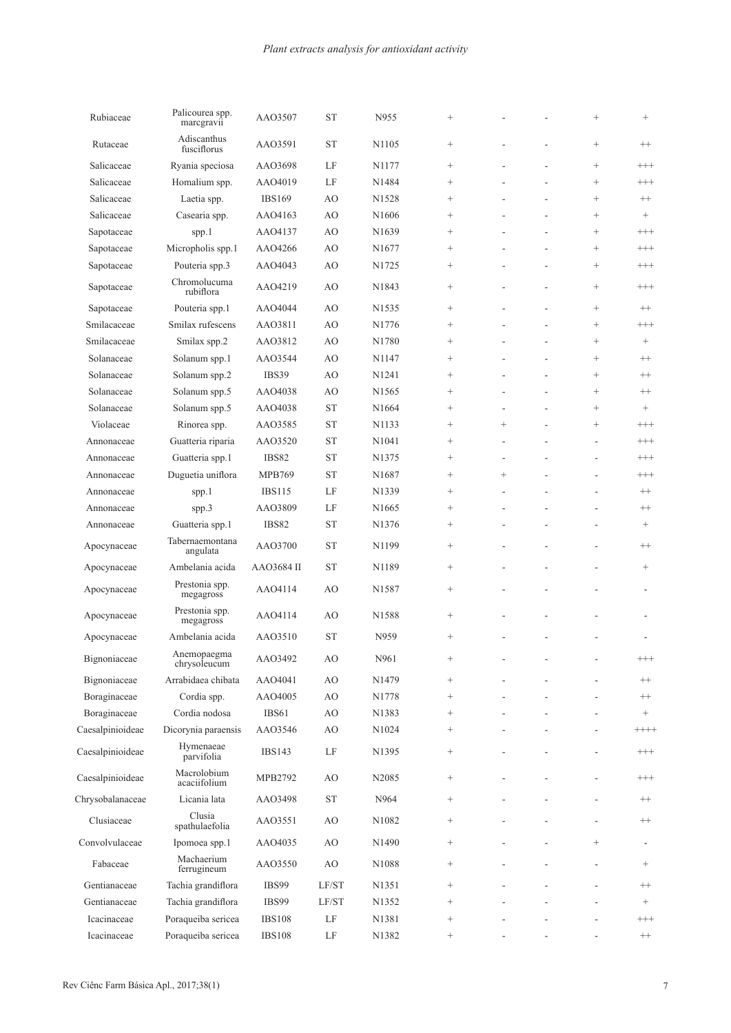| | | | | | | | | | |
|---|---|---|---|---|---|---|---|---|---|
| Rubiaceae | Palicourea spp. marcgravii | AAO3507 | ST | N955 | + | - | - | + | + |
| Rutaceae | Adiscanthus fusciflorus | AAO3591 | ST | N1105 | + | - | - | + | ++ |
| Salicaceae | Ryania speciosa | AAO3698 | LF | N1177 | + | - | - | + | +++ |
| Salicaceae | Homalium spp. | AAO4019 | LF | N1484 | + | - | - | + | +++ |
| Salicaceae | Laetia spp. | IBS169 | AO | N1528 | + | - | - | + | ++ |
| Salicaceae | Casearia spp. | AAO4163 | AO | N1606 | + | - | - | + | + |
| Sapotaceae | spp.1 | AAO4137 | AO | N1639 | + | - | - | + | +++ |
| Sapotaceae | Micropholis spp.1 | AAO4266 | AO | N1677 | + | - | - | + | +++ |
| Sapotaceae | Pouteria spp.3 | AAO4043 | AO | N1725 | + | - | - | + | +++ |
| Sapotaceae | Chromolucuma rubiflora | AAO4219 | AO | N1843 | + | - | - | + | +++ |
| Sapotaceae | Pouteria spp.1 | AAO4044 | AO | N1535 | + | - | - | + | ++ |
| Smilacaceae | Smilax rufescens | AAO3811 | AO | N1776 | + | - | - | + | +++ |
| Smilacaceae | Smilax spp.2 | AAO3812 | AO | N1780 | + | - | - | + | + |
| Solanaceae | Solanum spp.1 | AAO3544 | AO | N1147 | + | - | - | + | ++ |
| Solanaceae | Solanum spp.2 | IBS39 | AO | N1241 | + | - | - | + | ++ |
| Solanaceae | Solanum spp.5 | AAO4038 | AO | N1565 | + | - | - | + | ++ |
| Solanaceae | Solanum spp.5 | AAO4038 | ST | N1664 | + | - | - | + | + |
| Violaceae | Rinorea spp. | AAO3585 | ST | N1133 | + | + | - | + | +++ |
| Annonaceae | Guatteria riparia | AAO3520 | ST | N1041 | + | - | - | - | +++ |
| Annonaceae | Guatteria spp.1 | IBS82 | ST | N1375 | + | - | - | - | +++ |
| Annonaceae | Duguetia uniflora | MPB769 | ST | N1687 | + | + | - | - | +++ |
| Annonaceae | spp.1 | IBS115 | LF | N1339 | + | - | - | - | ++ |
| Annonaceae | spp.3 | AAO3809 | LF | N1665 | + | - | - | - | ++ |
| Annonaceae | Guatteria spp.1 | IBS82 | ST | N1376 | + | - | - | - | + |
| Apocynaceae | Tabernaemontana angulata | AAO3700 | ST | N1199 | + | - | - | - | ++ |
| Apocynaceae | Ambelania acida | AAO3684 II | ST | N1189 | + | - | - | - | + |
| Apocynaceae | Prestonia spp. megagross | AAO4114 | AO | N1587 | + | - | - | - | - |
| Apocynaceae | Prestonia spp. megagross | AAO4114 | AO | N1588 | + | - | - | - | - |
| Apocynaceae | Ambelania acida | AAO3510 | ST | N959 | + | - | - | - | - |
| Bignoniaceae | Anemopaegma chrysoleucum | AAO3492 | AO | N961 | + | - | - | - | +++ |
| Bignoniaceae | Arrabidaea chibata | AAO4041 | AO | N1479 | + | - | - | - | ++ |
| Boraginaceae | Cordia spp. | AAO4005 | AO | N1778 | + | - | - | - | ++ |
| Boraginaceae | Cordia nodosa | IBS61 | AO | N1383 | + | - | - | - | + |
| Caesalpinioideae | Dicorynia paraensis | AAO3546 | AO | N1024 | + | - | - | - | ++++ |
| Caesalpinioideae | Hymenaeae parvifolia | IBS143 | LF | N1395 | + | - | - | - | +++ |
| Caesalpinioideae | Macrolobium acaciifolium | MPB2792 | AO | N2085 | + | - | - | - | +++ |
| Chrysobalanaceae | Licania lata | AAO3498 | ST | N964 | + | - | - | - | ++ |
| Clusiaceae | Clusia spathulaefolia | AAO3551 | AO | N1082 | + | - | - | - | ++ |
| Convolvulaceae | Ipomoea spp.1 | AAO4035 | AO | N1490 | + | - | - | + | - |
| Fabaceae | Machaerium ferrugineum | AAO3550 | AO | N1088 | + | - | - | - | + |
| Gentianaceae | Tachia grandiflora | IBS99 | LF/ST | N1351 | + | - | - | - | ++ |
| Gentianaceae | Tachia grandiflora | IBS99 | LF/ST | N1352 | + | - | - | - | + |
| Icacinaceae | Poraqueiba sericea | IBS108 | LF | N1381 | + | - | - | - | +++ |
| Icacinaceae | Poraqueiba sericea | IBS108 | LF | N1382 | + | - | - | - | ++ |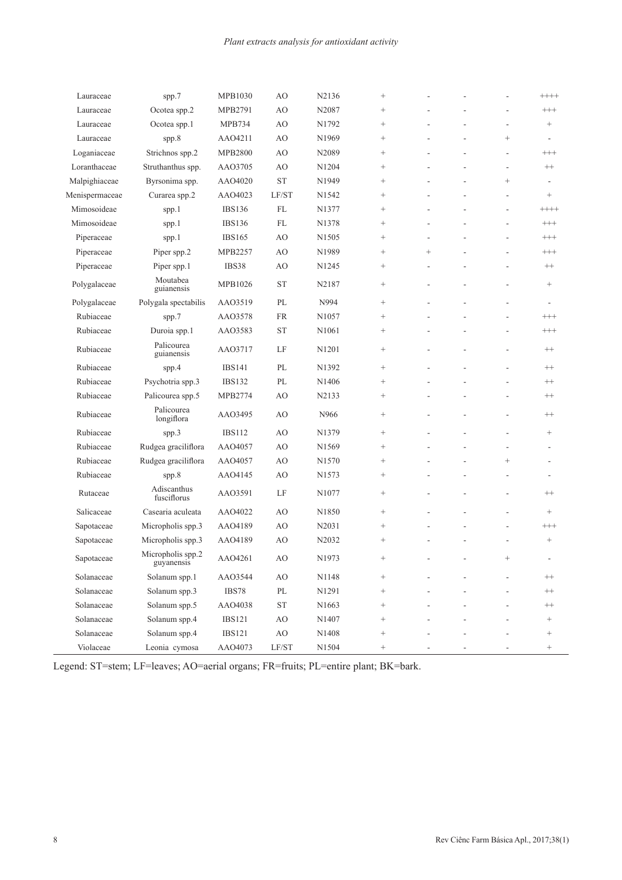| | | | | | | | | | |
|---|---|---|---|---|---|---|---|---|---|
| Lauraceae | spp.7 | MPB1030 | AO | N2136 | + | - | - | - | ++++ |
| Lauraceae | Ocotea spp.2 | MPB2791 | AO | N2087 | + | - | - | - | +++ |
| Lauraceae | Ocotea spp.1 | MPB734 | AO | N1792 | + | - | - | - | + |
| Lauraceae | spp.8 | AAO4211 | AO | N1969 | + | - | - | + | - |
| Loganiaceae | Strichnos spp.2 | MPB2800 | AO | N2089 | + | - | - | - | +++ |
| Loranthaceae | Struthanthus spp. | AAO3705 | AO | N1204 | + | - | - | - | ++ |
| Malpighiaceae | Byrsonima spp. | AAO4020 | ST | N1949 | + | - | - | + | - |
| Menispermaceae | Curarea spp.2 | AAO4023 | LF/ST | N1542 | + | - | - | - | + |
| Mimosoideae | spp.1 | IBS136 | FL | N1377 | + | - | - | - | ++++ |
| Mimosoideae | spp.1 | IBS136 | FL | N1378 | + | - | - | - | +++ |
| Piperaceae | spp.1 | IBS165 | AO | N1505 | + | - | - | - | +++ |
| Piperaceae | Piper spp.2 | MPB2257 | AO | N1989 | + | + | - | - | +++ |
| Piperaceae | Piper spp.1 | IBS38 | AO | N1245 | + | - | - | - | ++ |
| Polygalaceae | Moutabea guianensis | MPB1026 | ST | N2187 | + | - | - | - | + |
| Polygalaceae | Polygala spectabilis | AAO3519 | PL | N994 | + | - | - | - | - |
| Rubiaceae | spp.7 | AAO3578 | FR | N1057 | + | - | - | - | +++ |
| Rubiaceae | Duroia spp.1 | AAO3583 | ST | N1061 | + | - | - | - | +++ |
| Rubiaceae | Palicourea guianensis | AAO3717 | LF | N1201 | + | - | - | - | ++ |
| Rubiaceae | spp.4 | IBS141 | PL | N1392 | + | - | - | - | ++ |
| Rubiaceae | Psychotria spp.3 | IBS132 | PL | N1406 | + | - | - | - | ++ |
| Rubiaceae | Palicourea spp.5 | MPB2774 | AO | N2133 | + | - | - | - | ++ |
| Rubiaceae | Palicourea longiflora | AAO3495 | AO | N966 | + | - | - | - | ++ |
| Rubiaceae | spp.3 | IBS112 | AO | N1379 | + | - | - | - | + |
| Rubiaceae | Rudgea graciliflora | AAO4057 | AO | N1569 | + | - | - | - | - |
| Rubiaceae | Rudgea graciliflora | AAO4057 | AO | N1570 | + | - | - | + | - |
| Rubiaceae | spp.8 | AAO4145 | AO | N1573 | + | - | - | - | - |
| Rutaceae | Adiscanthus fusciflorus | AAO3591 | LF | N1077 | + | - | - | - | ++ |
| Salicaceae | Casearia aculeata | AAO4022 | AO | N1850 | + | - | - | - | + |
| Sapotaceae | Micropholis spp.3 | AAO4189 | AO | N2031 | + | - | - | - | +++ |
| Sapotaceae | Micropholis spp.3 | AAO4189 | AO | N2032 | + | - | - | - | + |
| Sapotaceae | Micropholis spp.2 guyanensis | AAO4261 | AO | N1973 | + | - | - | + | - |
| Solanaceae | Solanum spp.1 | AAO3544 | AO | N1148 | + | - | - | - | ++ |
| Solanaceae | Solanum spp.3 | IBS78 | PL | N1291 | + | - | - | - | ++ |
| Solanaceae | Solanum spp.5 | AAO4038 | ST | N1663 | + | - | - | - | ++ |
| Solanaceae | Solanum spp.4 | IBS121 | AO | N1407 | + | - | - | - | + |
| Solanaceae | Solanum spp.4 | IBS121 | AO | N1408 | + | - | - | - | + |
| Violaceae | Leonia cymosa | AAO4073 | LF/ST | N1504 | + | - | - | - | + |

Legend: ST=stem; LF=leaves; AO=aerial organs; FR=fruits; PL=entire plant; BK=bark.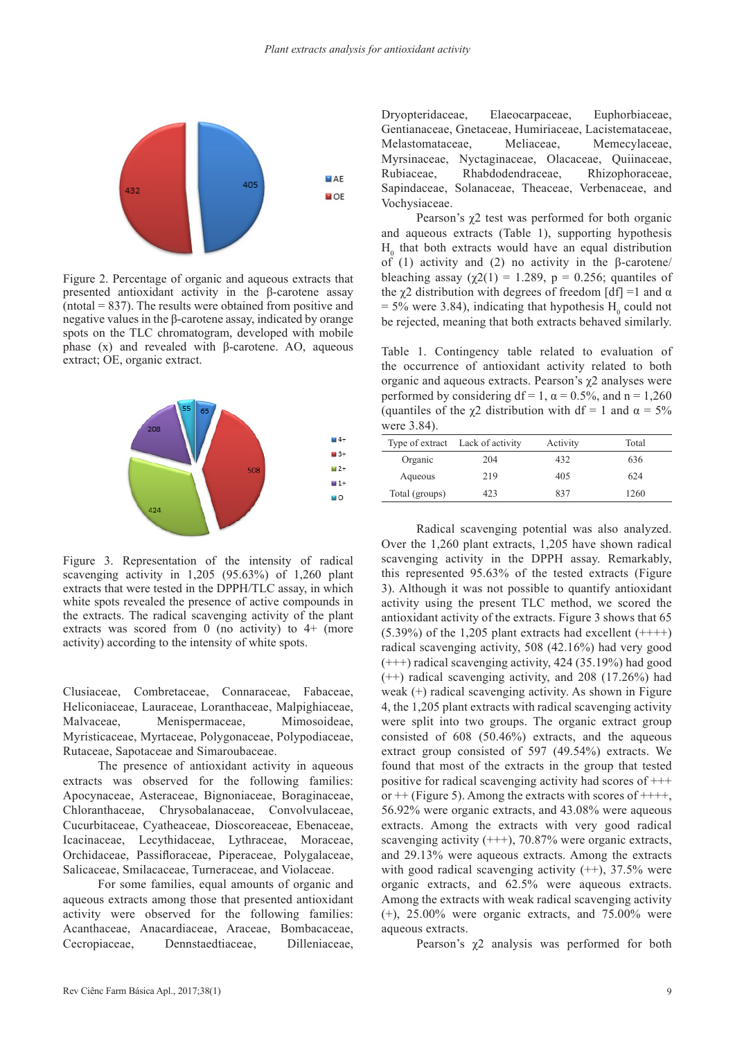Figure 2. Percentage of organic and aqueous extracts that presented antioxidant activity in the β-carotene assay ($n_{total}$ = 837). The results were obtained from positive and negative values in the β-carotene assay, indicated by orange spots on the TLC chromatogram, developed with mobile phase (x) and revealed with β-carotene. AO, aqueous extract; OE, organic extract.

Figure 3. Representation of the intensity of radical scavenging activity in 1,205 (95.63%) of 1,260 plant extracts that were tested in the DPPH/TLC assay, in which white spots revealed the presence of active compounds in the extracts. The radical scavenging activity of the plant extracts was scored from 0 (no activity) to 4+ (more activity) according to the intensity of white spots.

Clusiaceae, Combretaceae, Connaraceae, Fabaceae, Heliconiaceae, Lauraceae, Loranthaceae, Malpighiaceae, Malvaceae, Menispermaceae, Mimosoideae, Myristicaceae, Myrtaceae, Polygonaceae, Polypodiaceae, Rutaceae, Sapotaceae and Simaroubaceae.

The presence of antioxidant activity in aqueous extracts was observed for the following families: Apocynaceae, Asteraceae, Bignoniaceae, Boraginaceae, Chloranthaceae, Chrysobalanaceae, Convolvulaceae, Cucurbitaceae, Cyatheaceae, Dioscoreaceae, Ebenaceae, Icacinaceae, Lecythidaceae, Lythraceae, Moraceae, Orchidaceae, Passifloraceae, Piperaceae, Polygalaceae, Salicaceae, Smilacaceae, Turneraceae, and Violaceae.

For some families, equal amounts of organic and aqueous extracts among those that presented antioxidant activity were observed for the following families: Acanthaceae, Anacardiaceae, Araceae, Bombacaceae, Cecropiaceae, Dennstaedtiaceae, Dilleniaceae, Dryopteridaceae, Elaeocarpaceae, Euphorbiaceae, Gentianaceae, Gnetaceae, Humiriaceae, Lacistemataceae, Melastomataceae, Meliaceae, Memecylaceae, Myrsinaceae, Nyctaginaceae, Olacaceae, Quiinaceae, Rubiaceae, Rhabdodendraceae, Rhizophoraceae, Sapindaceae, Solanaceae, Theaceae, Verbenaceae, and Vochysiaceae.

Pearson's $\chi 2$ test was performed for both organic and aqueous extracts (Table 1), supporting hypothesis $H_0$ that both extracts would have an equal distribution of (1) activity and (2) no activity in the β-carotene/bleaching assay ($\chi 2(1)$ = 1.289, p = 0.256; quantiles of the $\chi 2$ distribution with degrees of freedom [df] =1 and α = 5% were 3.84), indicating that hypothesis $H_0$ could not be rejected, meaning that both extracts behaved similarly.

Table 1. Contingency table related to evaluation of the occurrence of antioxidant activity related to both organic and aqueous extracts. Pearson's $\chi 2$ analyses were performed by considering df = 1, α = 0.5%, and n = 1,260 (quantiles of the $\chi 2$ distribution with df = 1 and α = 5% were 3.84).

| Type of extract | Lack of activity | Activity | Total |
|---|---|---|---|
| Organic | 204 | 432 | 636 |
| Aqueous | 219 | 405 | 624 |
| Total (groups) | 423 | 837 | 1260 |

Radical scavenging potential was also analyzed. Over the 1,260 plant extracts, 1,205 have shown radical scavenging activity in the DPPH assay. Remarkably, this represented 95.63% of the tested extracts (Figure 3). Although it was not possible to quantify antioxidant activity using the present TLC method, we scored the antioxidant activity of the extracts. Figure 3 shows that 65 (5.39%) of the 1,205 plant extracts had excellent (++++) radical scavenging activity, 508 (42.16%) had very good (+++) radical scavenging activity, 424 (35.19%) had good (++) radical scavenging activity, and 208 (17.26%) had weak (+) radical scavenging activity. As shown in Figure 4, the 1,205 plant extracts with radical scavenging activity were split into two groups. The organic extract group consisted of 608 (50.46%) extracts, and the aqueous extract group consisted of 597 (49.54%) extracts. We found that most of the extracts in the group that tested positive for radical scavenging activity had scores of +++ or ++ (Figure 5). Among the extracts with scores of ++++, 56.92% were organic extracts, and 43.08% were aqueous extracts. Among the extracts with very good radical scavenging activity (+++), 70.87% were organic extracts, and 29.13% were aqueous extracts. Among the extracts with good radical scavenging activity (++), 37.5% were organic extracts, and 62.5% were aqueous extracts. Among the extracts with weak radical scavenging activity (+), 25.00% were organic extracts, and 75.00% were aqueous extracts.

Pearson's $\chi 2$ analysis was performed for both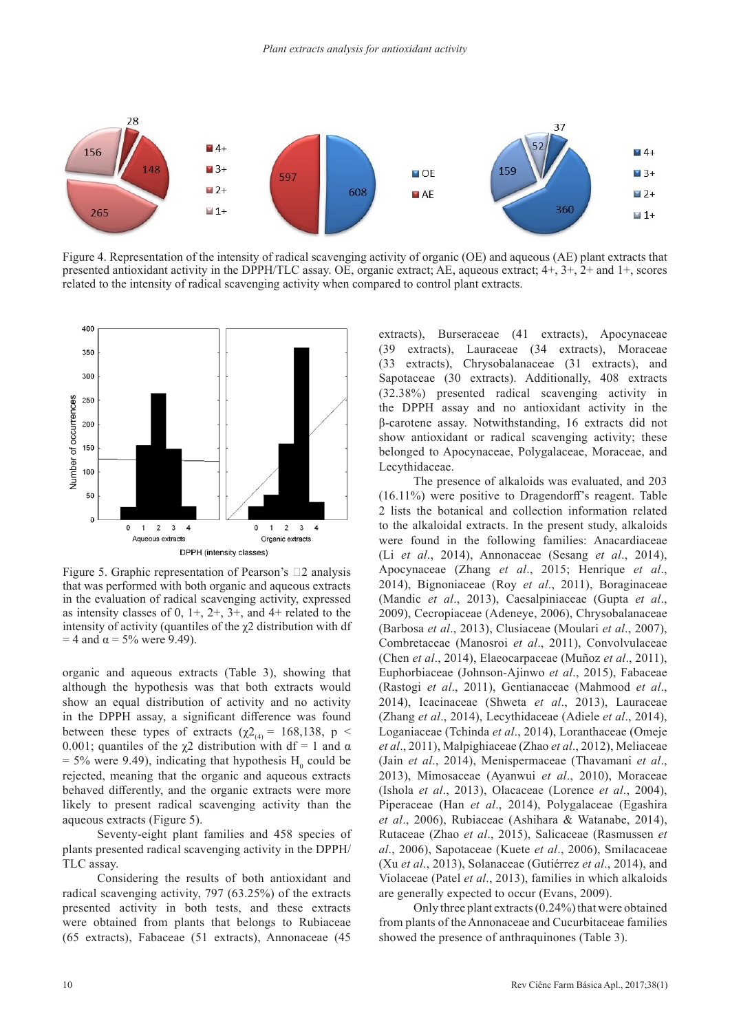Figure 4. Representation of the intensity of radical scavenging activity of organic (OE) and aqueous (AE) plant extracts that presented antioxidant activity in the DPPH/TLC assay. OE, organic extract; AE, aqueous extract; 4+, 3+, 2+ and 1+, scores related to the intensity of radical scavenging activity when compared to control plant extracts.

Figure 5. Graphic representation of Pearson's $\chi2$ analysis that was performed with both organic and aqueous extracts in the evaluation of radical scavenging activity, expressed as intensity classes of 0, 1+, 2+, 3+, and 4+ related to the intensity of activity (quantiles of the $\chi2$ distribution with df = 4 and $\alpha$ = 5% were 9.49).

organic and aqueous extracts (Table 3), showing that although the hypothesis was that both extracts would show an equal distribution of activity and no activity in the DPPH assay, a significant difference was found between these types of extracts ($\chi2_{(4)}$ = 168,138, $p < 0.001$; quantiles of the $\chi2$ distribution with df = 1 and $\alpha$ = 5% were 9.49), indicating that hypothesis $H_0$ could be rejected, meaning that the organic and aqueous extracts behaved differently, and the organic extracts were more likely to present radical scavenging activity than the aqueous extracts (Figure 5).

Seventy-eight plant families and 458 species of plants presented radical scavenging activity in the DPPH/TLC assay.

Considering the results of both antioxidant and radical scavenging activity, 797 (63.25%) of the extracts presented activity in both tests, and these extracts were obtained from plants that belongs to Rubiaceae (65 extracts), Fabaceae (51 extracts), Annonaceae (45 extracts), Burseraceae (41 extracts), Apocynaceae (39 extracts), Lauraceae (34 extracts), Moraceae (33 extracts), Chrysobalanaceae (31 extracts), and Sapotaceae (30 extracts). Additionally, 408 extracts (32.38%) presented radical scavenging activity in the DPPH assay and no antioxidant activity in the β-carotene assay. Notwithstanding, 16 extracts did not show antioxidant or radical scavenging activity; these belonged to Apocynaceae, Polygalaceae, Moraceae, and Lecythidaceae.

The presence of alkaloids was evaluated, and 203 (16.11%) were positive to Dragendorff's reagent. Table 2 lists the botanical and collection information related to the alkaloidal extracts. In the present study, alkaloids were found in the following families: Anacardiaceae (Li *et al*., 2014), Annonaceae (Sesang *et al*., 2014), Apocynaceae (Zhang *et al*., 2015; Henrique *et al*., 2014), Bignoniaceae (Roy *et al*., 2011), Boraginaceae (Mandic *et al*., 2013), Caesalpiniaceae (Gupta *et al*., 2009), Cecropiaceae (Adeneye, 2006), Chrysobalanaceae (Barbosa *et al*., 2013), Clusiaceae (Moulari *et al*., 2007), Combretaceae (Manosroi *et al*., 2011), Convolvulaceae (Chen *et al*., 2014), Elaeocarpaceae (Muñoz *et al*., 2011), Euphorbiaceae (Johnson-Ajinwo *et al*., 2015), Fabaceae (Rastogi *et al*., 2011), Gentianaceae (Mahmood *et al*., 2014), Icacinaceae (Shweta *et al*., 2013), Lauraceae (Zhang *et al*., 2014), Lecythidaceae (Adiele *et al*., 2014), Loganiaceae (Tchinda *et al*., 2014), Loranthaceae (Omeje *et al*., 2011), Malpighiaceae (Zhao *et al*., 2012), Meliaceae (Jain *et al*., 2014), Menispermaceae (Thavamani *et al*., 2013), Mimosaceae (Ayanwui *et al*., 2010), Moraceae (Ishola *et al*., 2013), Olacaceae (Lorence *et al*., 2004), Piperaceae (Han *et al*., 2014), Polygalaceae (Egashira *et al*., 2006), Rubiaceae (Ashihara & Watanabe, 2014), Rutaceae (Zhao *et al*., 2015), Salicaceae (Rasmussen *et al*., 2006), Sapotaceae (Kuete *et al*., 2006), Smilacaceae (Xu *et al*., 2013), Solanaceae (Gutiérrez *et al*., 2014), and Violaceae (Patel *et al*., 2013), families in which alkaloids are generally expected to occur (Evans, 2009).

Only three plant extracts (0.24%) that were obtained from plants of the Annonaceae and Cucurbitaceae families showed the presence of anthraquinones (Table 3).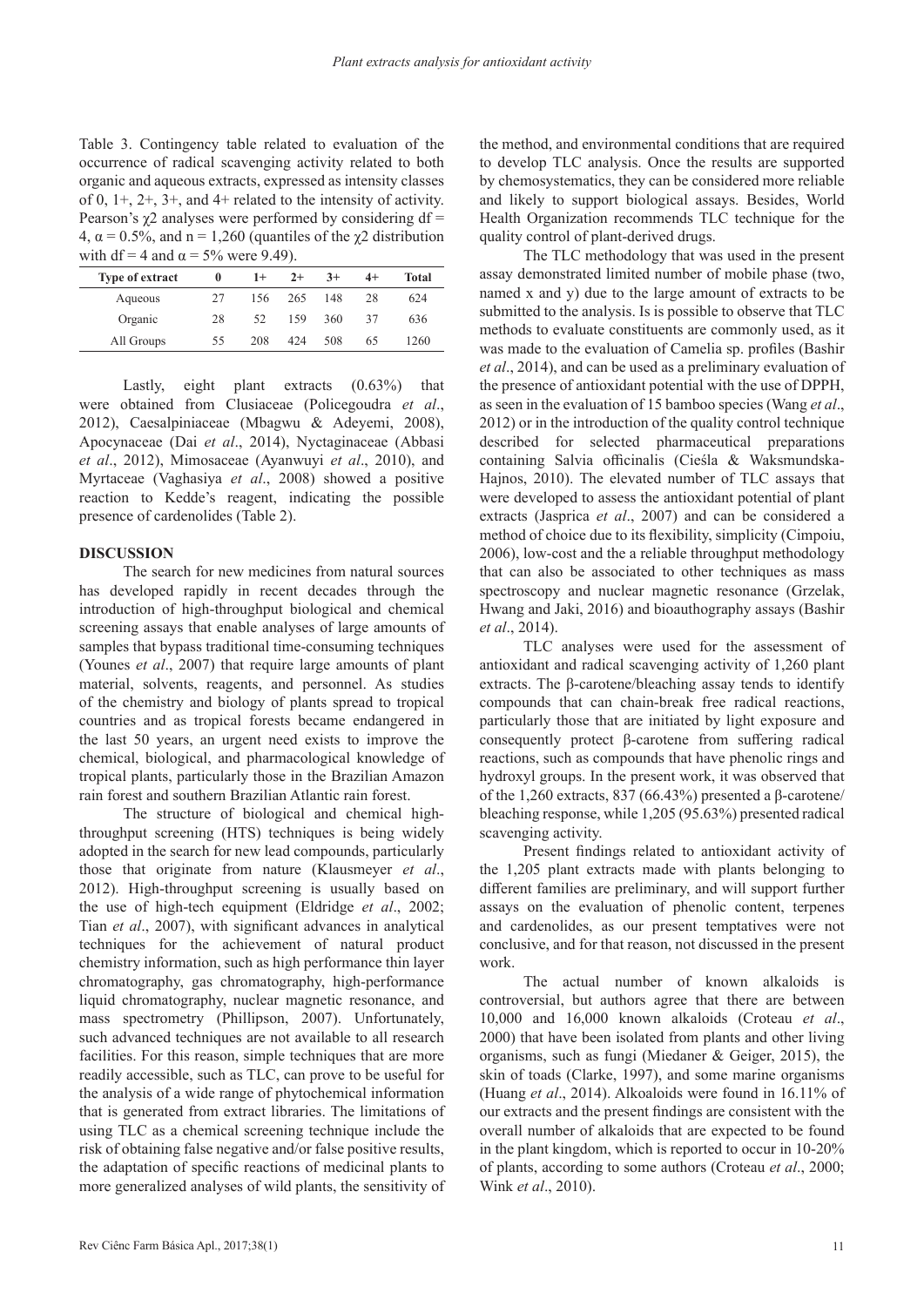Table 3. Contingency table related to evaluation of the occurrence of radical scavenging activity related to both organic and aqueous extracts, expressed as intensity classes of 0, 1+, 2+, 3+, and 4+ related to the intensity of activity. Pearson's $\chi2$ analyses were performed by considering df = 4, $\alpha$ = 0.5%, and n = 1,260 (quantiles of the $\chi2$ distribution with df = 4 and $\alpha$ = 5% were 9.49).

| Type of extract | 0 | 1+ | 2+ | 3+ | 4+ | Total |
|---|---|---|---|---|---|---|
| Aqueous | 27 | 156 | 265 | 148 | 28 | 624 |
| Organic | 28 | 52 | 159 | 360 | 37 | 636 |
| All Groups | 55 | 208 | 424 | 508 | 65 | 1260 |

Lastly, eight plant extracts (0.63%) that were obtained from Clusiaceae (Policegoudra *et al*., 2012), Caesalpiniaceae (Mbagwu & Adeyemi, 2008), Apocynaceae (Dai *et al*., 2014), Nyctaginaceae (Abbasi *et al*., 2012), Mimosaceae (Ayanwuyi *et al*., 2010), and Myrtaceae (Vaghasiya *et al*., 2008) showed a positive reaction to Kedde's reagent, indicating the possible presence of cardenolides (Table 2).

## DISCUSSION

The search for new medicines from natural sources has developed rapidly in recent decades through the introduction of high-throughput biological and chemical screening assays that enable analyses of large amounts of samples that bypass traditional time-consuming techniques (Younes *et al*., 2007) that require large amounts of plant material, solvents, reagents, and personnel. As studies of the chemistry and biology of plants spread to tropical countries and as tropical forests became endangered in the last 50 years, an urgent need exists to improve the chemical, biological, and pharmacological knowledge of tropical plants, particularly those in the Brazilian Amazon rain forest and southern Brazilian Atlantic rain forest.

The structure of biological and chemical high-throughput screening (HTS) techniques is being widely adopted in the search for new lead compounds, particularly those that originate from nature (Klausmeyer *et al*., 2012). High-throughput screening is usually based on the use of high-tech equipment (Eldridge *et al*., 2002; Tian *et al*., 2007), with significant advances in analytical techniques for the achievement of natural product chemistry information, such as high performance thin layer chromatography, gas chromatography, high-performance liquid chromatography, nuclear magnetic resonance, and mass spectrometry (Phillipson, 2007). Unfortunately, such advanced techniques are not available to all research facilities. For this reason, simple techniques that are more readily accessible, such as TLC, can prove to be useful for the analysis of a wide range of phytochemical information that is generated from extract libraries. The limitations of using TLC as a chemical screening technique include the risk of obtaining false negative and/or false positive results, the adaptation of specific reactions of medicinal plants to more generalized analyses of wild plants, the sensitivity of the method, and environmental conditions that are required to develop TLC analysis. Once the results are supported by chemosystematics, they can be considered more reliable and likely to support biological assays. Besides, World Health Organization recommends TLC technique for the quality control of plant-derived drugs.

The TLC methodology that was used in the present assay demonstrated limited number of mobile phase (two, named x and y) due to the large amount of extracts to be submitted to the analysis. Is is possible to observe that TLC methods to evaluate constituents are commonly used, as it was made to the evaluation of Camelia sp. profiles (Bashir *et al*., 2014), and can be used as a preliminary evaluation of the presence of antioxidant potential with the use of DPPH, as seen in the evaluation of 15 bamboo species (Wang *et al*., 2012) or in the introduction of the quality control technique described for selected pharmaceutical preparations containing Salvia officinalis (Cieśla & Waksmundska-Hajnos, 2010). The elevated number of TLC assays that were developed to assess the antioxidant potential of plant extracts (Jasprica *et al*., 2007) and can be considered a method of choice due to its flexibility, simplicity (Cimpoiu, 2006), low-cost and the a reliable throughput methodology that can also be associated to other techniques as mass spectroscopy and nuclear magnetic resonance (Grzelak, Hwang and Jaki, 2016) and bioauthography assays (Bashir *et al*., 2014).

TLC analyses were used for the assessment of antioxidant and radical scavenging activity of 1,260 plant extracts. The β-carotene/bleaching assay tends to identify compounds that can chain-break free radical reactions, particularly those that are initiated by light exposure and consequently protect β-carotene from suffering radical reactions, such as compounds that have phenolic rings and hydroxyl groups. In the present work, it was observed that of the 1,260 extracts, 837 (66.43%) presented a β-carotene/bleaching response, while 1,205 (95.63%) presented radical scavenging activity.

Present findings related to antioxidant activity of the 1,205 plant extracts made with plants belonging to different families are preliminary, and will support further assays on the evaluation of phenolic content, terpenes and cardenolides, as our present temptatives were not conclusive, and for that reason, not discussed in the present work.

The actual number of known alkaloids is controversial, but authors agree that there are between 10,000 and 16,000 known alkaloids (Croteau *et al*., 2000) that have been isolated from plants and other living organisms, such as fungi (Miedaner & Geiger, 2015), the skin of toads (Clarke, 1997), and some marine organisms (Huang *et al*., 2014). Alkoaloids were found in 16.11% of our extracts and the present findings are consistent with the overall number of alkaloids that are expected to be found in the plant kingdom, which is reported to occur in 10-20% of plants, according to some authors (Croteau *et al*., 2000; Wink *et al*., 2010).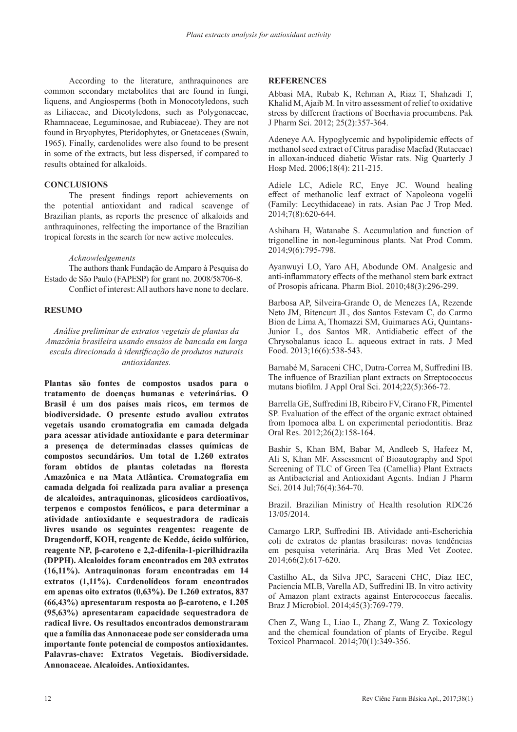According to the literature, anthraquinones are common secondary metabolites that are found in fungi, liquens, and Angiosperms (both in Monocotyledons, such as Liliaceae, and Dicotyledons, such as Polygonaceae, Rhamnaceae, Leguminosae, and Rubiaceae). They are not found in Bryophytes, Pteridophytes, or Gnetaceaes (Swain, 1965). Finally, cardenolides were also found to be present in some of the extracts, but less dispersed, if compared to results obtained for alkaloids.

## CONCLUSIONS

The present findings report achievements on the potential antioxidant and radical scavenge of Brazilian plants, as reports the presence of alkaloids and anthraquinones, relfecting the importance of the Brazilian tropical forests in the search for new active molecules.

*Acknowledgements*

The authors thank Fundação de Amparo à Pesquisa do Estado de São Paulo (FAPESP) for grant no. 2008/58706-8.

Conflict of interest: All authors have none to declare.

## RESUMO

*Análise preliminar de extratos vegetais de plantas da Amazônia brasileira usando ensaios de bancada em larga escala direcionada à identificação de produtos naturais antioxidantes.*

**Plantas são fontes de compostos usados para o tratamento de doenças humanas e veterinárias. O Brasil é um dos países mais ricos, em termos de biodiversidade. O presente estudo avaliou extratos vegetais usando cromatografia em camada delgada para acessar atividade antioxidante e para determinar a presença de determinadas classes químicas de compostos secundários. Um total de 1.260 extratos foram obtidos de plantas coletadas na floresta Amazônica e na Mata Atlântica. Cromatografia em camada delgada foi realizada para avaliar a presença de alcaloides, antraquinonas, glicosídeos cardioativos, terpenos e compostos fenólicos, e para determinar a atividade antioxidante e sequestradora de radicais livres usando os seguintes reagentes: reagente de Dragendorff, KOH, reagente de Kedde, ácido sulfúrico, reagente NP, β-caroteno e 2,2-difenila-1-picrilhidrazila (DPPH). Alcaloides foram encontrados em 203 extratos (16,11%). Antraquinonas foram encontradas em 14 extratos (1,11%). Cardenolídeos foram encontrados em apenas oito extratos (0,63%). De 1.260 extratos, 837 (66,43%) apresentaram resposta ao β-caroteno, e 1.205 (95,63%) apresentaram capacidade sequestradora de radical livre. Os resultados encontrados demonstraram que a família das Annonaceae pode ser considerada uma importante fonte potencial de compostos antioxidantes. Palavras-chave: Extratos Vegetais. Biodiversidade. Annonaceae. Alcaloides. Antioxidantes.**

## REFERENCES

Abbasi MA, Rubab K, Rehman A, Riaz T, Shahzadi T, Khalid M, Ajaib M. In vitro assessment of relief to oxidative stress by different fractions of Boerhavia procumbens. Pak J Pharm Sci. 2012; 25(2):357-364.

Adeneye AA. Hypoglycemic and hypolipidemic effects of methanol seed extract of Citrus paradise Macfad (Rutaceae) in alloxan-induced diabetic Wistar rats. Nig Quarterly J Hosp Med. 2006;18(4): 211-215.

Adiele LC, Adiele RC, Enye JC. Wound healing effect of methanolic leaf extract of Napoleona vogelii (Family: Lecythidaceae) in rats. Asian Pac J Trop Med. 2014;7(8):620-644.

Ashihara H, Watanabe S. Accumulation and function of trigonelline in non-leguminous plants. Nat Prod Comm. 2014;9(6):795-798.

Ayanwuyi LO, Yaro AH, Abodunde OM. Analgesic and anti-inflammatory effects of the methanol stem bark extract of Prosopis africana. Pharm Biol. 2010;48(3):296-299.

Barbosa AP, Silveira-Grande O, de Menezes IA, Rezende Neto JM, Bitencurt JL, dos Santos Estevam C, do Carmo Bion de Lima A, Thomazzi SM, Guimaraes AG, Quintans-Junior L, dos Santos MR. Antidiabetic effect of the Chrysobalanus icaco L. aqueous extract in rats. J Med Food. 2013;16(6):538-543.

Barnabé M, Saraceni CHC, Dutra-Correa M, Suffredini IB. The influence of Brazilian plant extracts on Streptococcus mutans biofilm. J Appl Oral Sci. 2014;22(5):366-72.

Barrella GE, Suffredini IB, Ribeiro FV, Cirano FR, Pimentel SP. Evaluation of the effect of the organic extract obtained from Ipomoea alba L on experimental periodontitis. Braz Oral Res. 2012;26(2):158-164.

Bashir S, Khan BM, Babar M, Andleeb S, Hafeez M, Ali S, Khan MF. Assessment of Bioautography and Spot Screening of TLC of Green Tea (Camellia) Plant Extracts as Antibacterial and Antioxidant Agents. Indian J Pharm Sci. 2014 Jul;76(4):364-70.

Brazil. Brazilian Ministry of Health resolution RDC26 13/05/2014.

Camargo LRP, Suffredini IB. Atividade anti-Escherichia coli de extratos de plantas brasileiras: novas tendências em pesquisa veterinária. Arq Bras Med Vet Zootec. 2014;66(2):617-620.

Castilho AL, da Silva JPC, Saraceni CHC, Díaz IEC, Paciencia MLB, Varella AD, Suffredini IB. In vitro activity of Amazon plant extracts against Enterococcus faecalis. Braz J Microbiol. 2014;45(3):769-779.

Chen Z, Wang L, Liao L, Zhang Z, Wang Z. Toxicology and the chemical foundation of plants of Erycibe. Regul Toxicol Pharmacol. 2014;70(1):349-356.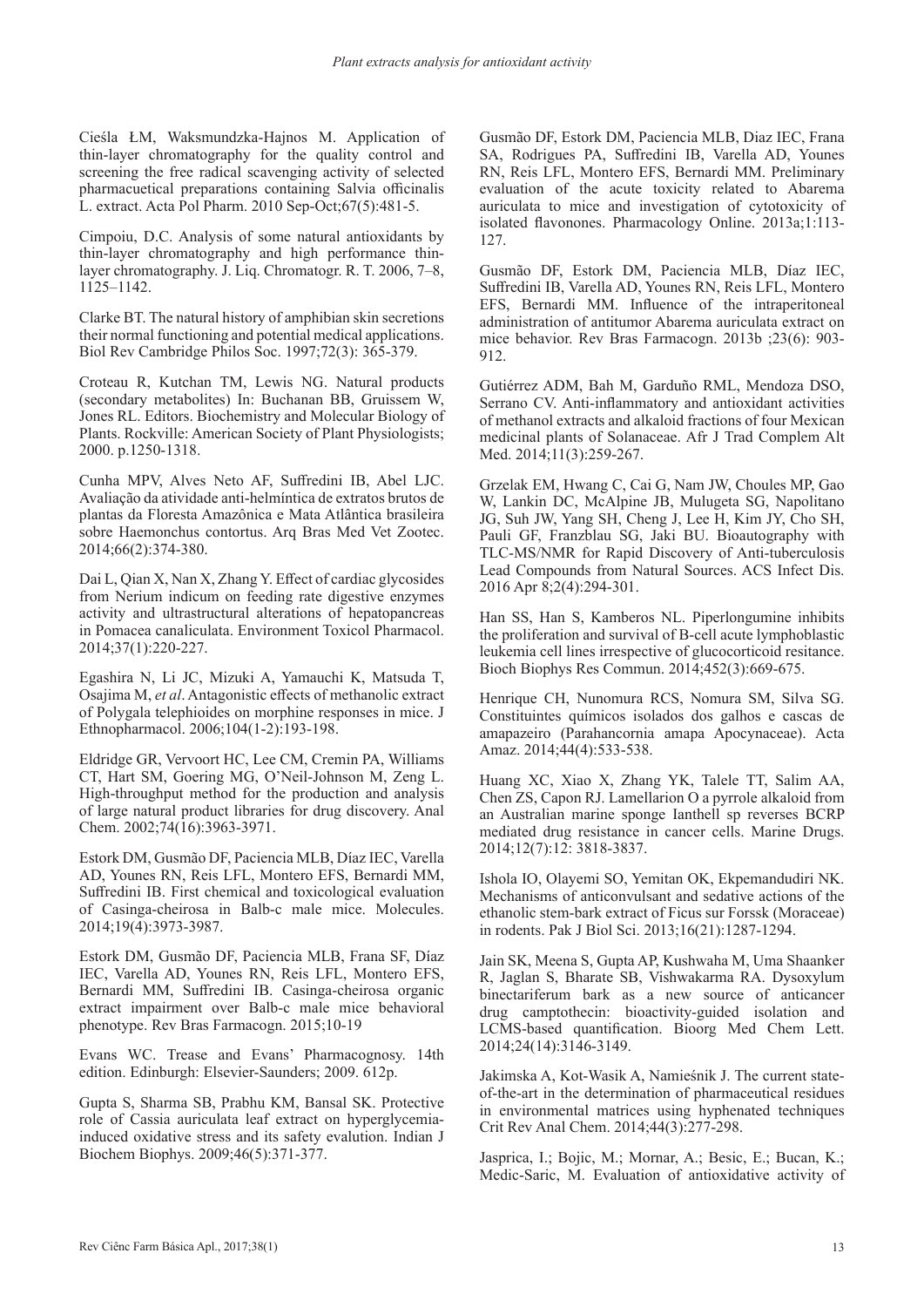Cieśla ŁM, Waksmundzka-Hajnos M. Application of thin-layer chromatography for the quality control and screening the free radical scavenging activity of selected pharmacuetical preparations containing Salvia officinalis L. extract. Acta Pol Pharm. 2010 Sep-Oct;67(5):481-5.

Cimpoiu, D.C. Analysis of some natural antioxidants by thin-layer chromatography and high performance thin-layer chromatography. J. Liq. Chromatogr. R. T. 2006, 7–8, 1125–1142.

Clarke BT. The natural history of amphibian skin secretions their normal functioning and potential medical applications. Biol Rev Cambridge Philos Soc. 1997;72(3): 365-379.

Croteau R, Kutchan TM, Lewis NG. Natural products (secondary metabolites) In: Buchanan BB, Gruissem W, Jones RL. Editors. Biochemistry and Molecular Biology of Plants. Rockville: American Society of Plant Physiologists; 2000. p.1250-1318.

Cunha MPV, Alves Neto AF, Suffredini IB, Abel LJC. Avaliação da atividade anti-helmíntica de extratos brutos de plantas da Floresta Amazônica e Mata Atlântica brasileira sobre Haemonchus contortus. Arq Bras Med Vet Zootec. 2014;66(2):374-380.

Dai L, Qian X, Nan X, Zhang Y. Effect of cardiac glycosides from Nerium indicum on feeding rate digestive enzymes activity and ultrastructural alterations of hepatopancreas in Pomacea canaliculata. Environment Toxicol Pharmacol. 2014;37(1):220-227.

Egashira N, Li JC, Mizuki A, Yamauchi K, Matsuda T, Osajima M, *et al*. Antagonistic effects of methanolic extract of Polygala telephioides on morphine responses in mice. J Ethnopharmacol. 2006;104(1-2):193-198.

Eldridge GR, Vervoort HC, Lee CM, Cremin PA, Williams CT, Hart SM, Goering MG, O'Neil-Johnson M, Zeng L. High-throughput method for the production and analysis of large natural product libraries for drug discovery. Anal Chem. 2002;74(16):3963-3971.

Estork DM, Gusmão DF, Paciencia MLB, Díaz IEC, Varella AD, Younes RN, Reis LFL, Montero EFS, Bernardi MM, Suffredini IB. First chemical and toxicological evaluation of Casinga-cheirosa in Balb-c male mice. Molecules. 2014;19(4):3973-3987.

Estork DM, Gusmão DF, Paciencia MLB, Frana SF, Díaz IEC, Varella AD, Younes RN, Reis LFL, Montero EFS, Bernardi MM, Suffredini IB. Casinga-cheirosa organic extract impairment over Balb-c male mice behavioral phenotype. Rev Bras Farmacogn. 2015;10-19

Evans WC. Trease and Evans' Pharmacognosy. 14th edition. Edinburgh: Elsevier-Saunders; 2009. 612p.

Gupta S, Sharma SB, Prabhu KM, Bansal SK. Protective role of Cassia auriculata leaf extract on hyperglycemia-induced oxidative stress and its safety evalution. Indian J Biochem Biophys. 2009;46(5):371-377.

Gusmão DF, Estork DM, Paciencia MLB, Diaz IEC, Frana SA, Rodrigues PA, Suffredini IB, Varella AD, Younes RN, Reis LFL, Montero EFS, Bernardi MM. Preliminary evaluation of the acute toxicity related to Abarema auriculata to mice and investigation of cytotoxicity of isolated flavonones. Pharmacology Online. 2013a;1:113-127.

Gusmão DF, Estork DM, Paciencia MLB, Díaz IEC, Suffredini IB, Varella AD, Younes RN, Reis LFL, Montero EFS, Bernardi MM. Influence of the intraperitoneal administration of antitumor Abarema auriculata extract on mice behavior. Rev Bras Farmacogn. 2013b ;23(6): 903-912.

Gutiérrez ADM, Bah M, Garduño RML, Mendoza DSO, Serrano CV. Anti-inflammatory and antioxidant activities of methanol extracts and alkaloid fractions of four Mexican medicinal plants of Solanaceae. Afr J Trad Complem Alt Med. 2014;11(3):259-267.

Grzelak EM, Hwang C, Cai G, Nam JW, Choules MP, Gao W, Lankin DC, McAlpine JB, Mulugeta SG, Napolitano JG, Suh JW, Yang SH, Cheng J, Lee H, Kim JY, Cho SH, Pauli GF, Franzblau SG, Jaki BU. Bioautography with TLC-MS/NMR for Rapid Discovery of Anti-tuberculosis Lead Compounds from Natural Sources. ACS Infect Dis. 2016 Apr 8;2(4):294-301.

Han SS, Han S, Kamberos NL. Piperlongumine inhibits the proliferation and survival of B-cell acute lymphoblastic leukemia cell lines irrespective of glucocorticoid resitance. Bioch Biophys Res Commun. 2014;452(3):669-675.

Henrique CH, Nunomura RCS, Nomura SM, Silva SG. Constituintes químicos isolados dos galhos e cascas de amapazeiro (Parahancornia amapa Apocynaceae). Acta Amaz. 2014;44(4):533-538.

Huang XC, Xiao X, Zhang YK, Talele TT, Salim AA, Chen ZS, Capon RJ. Lamellarion O a pyrrole alkaloid from an Australian marine sponge Ianthell sp reverses BCRP mediated drug resistance in cancer cells. Marine Drugs. 2014;12(7):12: 3818-3837.

Ishola IO, Olayemi SO, Yemitan OK, Ekpemandudiri NK. Mechanisms of anticonvulsant and sedative actions of the ethanolic stem-bark extract of Ficus sur Forssk (Moraceae) in rodents. Pak J Biol Sci. 2013;16(21):1287-1294.

Jain SK, Meena S, Gupta AP, Kushwaha M, Uma Shaanker R, Jaglan S, Bharate SB, Vishwakarma RA. Dysoxylum binectariferum bark as a new source of anticancer drug camptothecin: bioactivity-guided isolation and LCMS-based quantification. Bioorg Med Chem Lett. 2014;24(14):3146-3149.

Jakimska A, Kot-Wasik A, Namieśnik J. The current state-of-the-art in the determination of pharmaceutical residues in environmental matrices using hyphenated techniques Crit Rev Anal Chem. 2014;44(3):277-298.

Jasprica, I.; Bojic, M.; Mornar, A.; Besic, E.; Bucan, K.; Medic-Saric, M. Evaluation of antioxidative activity of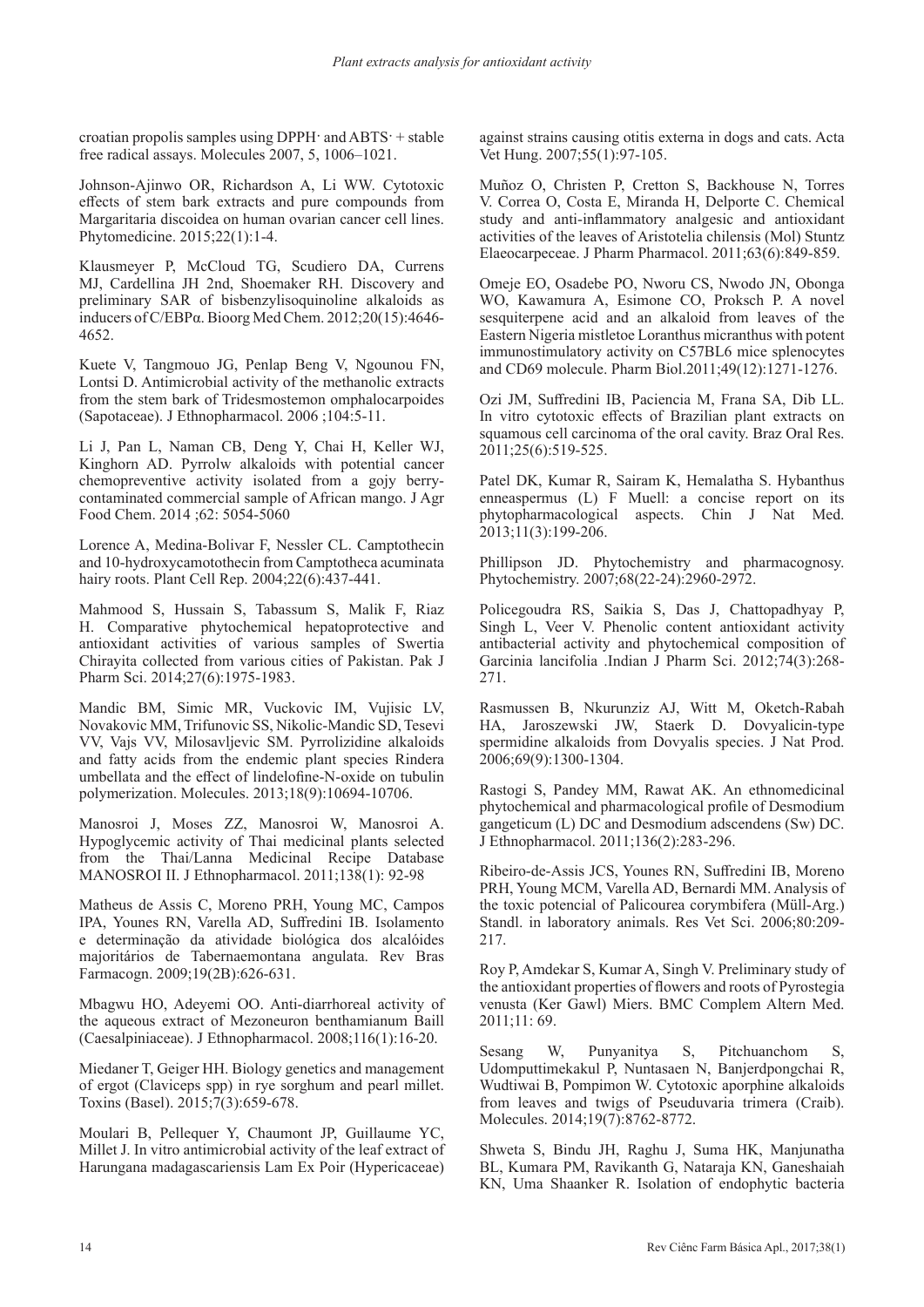croatian propolis samples using DPPH· and ABTS· + stable free radical assays. Molecules 2007, 5, 1006–1021.

Johnson-Ajinwo OR, Richardson A, Li WW. Cytotoxic effects of stem bark extracts and pure compounds from Margaritaria discoidea on human ovarian cancer cell lines. Phytomedicine. 2015;22(1):1-4.

Klausmeyer P, McCloud TG, Scudiero DA, Currens MJ, Cardellina JH 2nd, Shoemaker RH. Discovery and preliminary SAR of bisbenzylisoquinoline alkaloids as inducers of C/EBPα. Bioorg Med Chem. 2012;20(15):4646-4652.

Kuete V, Tangmouo JG, Penlap Beng V, Ngounou FN, Lontsi D. Antimicrobial activity of the methanolic extracts from the stem bark of Tridesmostemon omphalocarpoides (Sapotaceae). J Ethnopharmacol. 2006 ;104:5-11.

Li J, Pan L, Naman CB, Deng Y, Chai H, Keller WJ, Kinghorn AD. Pyrrolw alkaloids with potential cancer chemopreventive activity isolated from a gojy berry-contaminated commercial sample of African mango. J Agr Food Chem. 2014 ;62: 5054-5060

Lorence A, Medina-Bolivar F, Nessler CL. Camptothecin and 10-hydroxycamotothecin from Camptotheca acuminata hairy roots. Plant Cell Rep. 2004;22(6):437-441.

Mahmood S, Hussain S, Tabassum S, Malik F, Riaz H. Comparative phytochemical hepatoprotective and antioxidant activities of various samples of Swertia Chirayita collected from various cities of Pakistan. Pak J Pharm Sci. 2014;27(6):1975-1983.

Mandic BM, Simic MR, Vuckovic IM, Vujisic LV, Novakovic MM, Trifunovic SS, Nikolic-Mandic SD, Tesevi VV, Vajs VV, Milosavljevic SM. Pyrrolizidine alkaloids and fatty acids from the endemic plant species Rindera umbellata and the effect of lindelofine-N-oxide on tubulin polymerization. Molecules. 2013;18(9):10694-10706.

Manosroi J, Moses ZZ, Manosroi W, Manosroi A. Hypoglycemic activity of Thai medicinal plants selected from the Thai/Lanna Medicinal Recipe Database MANOSROI II. J Ethnopharmacol. 2011;138(1): 92-98

Matheus de Assis C, Moreno PRH, Young MC, Campos IPA, Younes RN, Varella AD, Suffredini IB. Isolamento e determinação da atividade biológica dos alcalóides majoritários de Tabernaemontana angulata. Rev Bras Farmacogn. 2009;19(2B):626-631.

Mbagwu HO, Adeyemi OO. Anti-diarrhoreal activity of the aqueous extract of Mezoneuron benthamianum Baill (Caesalpiniaceae). J Ethnopharmacol. 2008;116(1):16-20.

Miedaner T, Geiger HH. Biology genetics and management of ergot (Claviceps spp) in rye sorghum and pearl millet. Toxins (Basel). 2015;7(3):659-678.

Moulari B, Pellequer Y, Chaumont JP, Guillaume YC, Millet J. In vitro antimicrobial activity of the leaf extract of Harungana madagascariensis Lam Ex Poir (Hypericaceae) against strains causing otitis externa in dogs and cats. Acta Vet Hung. 2007;55(1):97-105.

Muñoz O, Christen P, Cretton S, Backhouse N, Torres V. Correa O, Costa E, Miranda H, Delporte C. Chemical study and anti-inflammatory analgesic and antioxidant activities of the leaves of Aristotelia chilensis (Mol) Stuntz Elaeocarpeceae. J Pharm Pharmacol. 2011;63(6):849-859.

Omeje EO, Osadebe PO, Nworu CS, Nwodo JN, Obonga WO, Kawamura A, Esimone CO, Proksch P. A novel sesquiterpene acid and an alkaloid from leaves of the Eastern Nigeria mistletoe Loranthus micranthus with potent immunostimulatory activity on C57BL6 mice splenocytes and CD69 molecule. Pharm Biol.2011;49(12):1271-1276.

Ozi JM, Suffredini IB, Paciencia M, Frana SA, Dib LL. In vitro cytotoxic effects of Brazilian plant extracts on squamous cell carcinoma of the oral cavity. Braz Oral Res. 2011;25(6):519-525.

Patel DK, Kumar R, Sairam K, Hemalatha S. Hybanthus enneaspermus (L) F Muell: a concise report on its phytopharmacological aspects. Chin J Nat Med. 2013;11(3):199-206.

Phillipson JD. Phytochemistry and pharmacognosy. Phytochemistry. 2007;68(22-24):2960-2972.

Policegoudra RS, Saikia S, Das J, Chattopadhyay P, Singh L, Veer V. Phenolic content antioxidant activity antibacterial activity and phytochemical composition of Garcinia lancifolia .Indian J Pharm Sci. 2012;74(3):268-271.

Rasmussen B, Nkurunziz AJ, Witt M, Oketch-Rabah HA, Jaroszewski JW, Staerk D. Dovyalicin-type spermidine alkaloids from Dovyalis species. J Nat Prod. 2006;69(9):1300-1304.

Rastogi S, Pandey MM, Rawat AK. An ethnomedicinal phytochemical and pharmacological profile of Desmodium gangeticum (L) DC and Desmodium adscendens (Sw) DC. J Ethnopharmacol. 2011;136(2):283-296.

Ribeiro-de-Assis JCS, Younes RN, Suffredini IB, Moreno PRH, Young MCM, Varella AD, Bernardi MM. Analysis of the toxic potencial of Palicourea corymbifera (Müll-Arg.) Standl. in laboratory animals. Res Vet Sci. 2006;80:209-217.

Roy P, Amdekar S, Kumar A, Singh V. Preliminary study of the antioxidant properties of flowers and roots of Pyrostegia venusta (Ker Gawl) Miers. BMC Complem Altern Med. 2011;11: 69.

Sesang W, Punyanitya S, Pitchuanchom S, Udomputtimekakul P, Nuntasaen N, Banjerdpongchai R, Wudtiwai B, Pompimon W. Cytotoxic aporphine alkaloids from leaves and twigs of Pseuduvaria trimera (Craib). Molecules. 2014;19(7):8762-8772.

Shweta S, Bindu JH, Raghu J, Suma HK, Manjunatha BL, Kumara PM, Ravikanth G, Nataraja KN, Ganeshaiah KN, Uma Shaanker R. Isolation of endophytic bacteria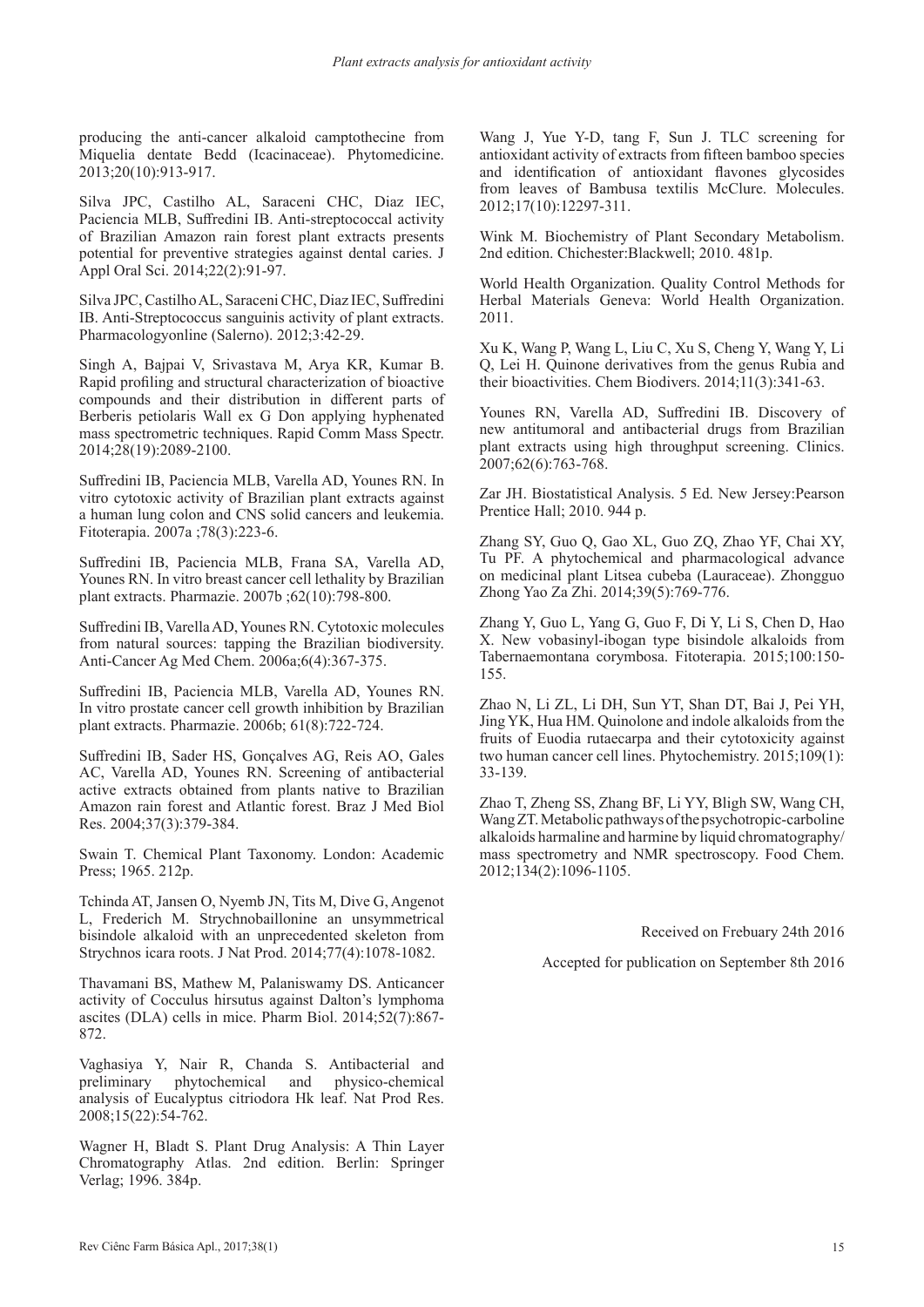producing the anti-cancer alkaloid camptothecine from Miquelia dentate Bedd (Icacinaceae). Phytomedicine. 2013;20(10):913-917.

Silva JPC, Castilho AL, Saraceni CHC, Diaz IEC, Paciencia MLB, Suffredini IB. Anti-streptococcal activity of Brazilian Amazon rain forest plant extracts presents potential for preventive strategies against dental caries. J Appl Oral Sci. 2014;22(2):91-97.

Silva JPC, Castilho AL, Saraceni CHC, Diaz IEC, Suffredini IB. Anti-Streptococcus sanguinis activity of plant extracts. Pharmacologyonline (Salerno). 2012;3:42-29.

Singh A, Bajpai V, Srivastava M, Arya KR, Kumar B. Rapid profiling and structural characterization of bioactive compounds and their distribution in different parts of Berberis petiolaris Wall ex G Don applying hyphenated mass spectrometric techniques. Rapid Comm Mass Spectr. 2014;28(19):2089-2100.

Suffredini IB, Paciencia MLB, Varella AD, Younes RN. In vitro cytotoxic activity of Brazilian plant extracts against a human lung colon and CNS solid cancers and leukemia. Fitoterapia. 2007a ;78(3):223-6.

Suffredini IB, Paciencia MLB, Frana SA, Varella AD, Younes RN. In vitro breast cancer cell lethality by Brazilian plant extracts. Pharmazie. 2007b ;62(10):798-800.

Suffredini IB, Varella AD, Younes RN. Cytotoxic molecules from natural sources: tapping the Brazilian biodiversity. Anti-Cancer Ag Med Chem. 2006a;6(4):367-375.

Suffredini IB, Paciencia MLB, Varella AD, Younes RN. In vitro prostate cancer cell growth inhibition by Brazilian plant extracts. Pharmazie. 2006b; 61(8):722-724.

Suffredini IB, Sader HS, Gonçalves AG, Reis AO, Gales AC, Varella AD, Younes RN. Screening of antibacterial active extracts obtained from plants native to Brazilian Amazon rain forest and Atlantic forest. Braz J Med Biol Res. 2004;37(3):379-384.

Swain T. Chemical Plant Taxonomy. London: Academic Press; 1965. 212p.

Tchinda AT, Jansen O, Nyemb JN, Tits M, Dive G, Angenot L, Frederich M. Strychnobaillonine an unsymmetrical bisindole alkaloid with an unprecedented skeleton from Strychnos icara roots. J Nat Prod. 2014;77(4):1078-1082.

Thavamani BS, Mathew M, Palaniswamy DS. Anticancer activity of Cocculus hirsutus against Dalton's lymphoma ascites (DLA) cells in mice. Pharm Biol. 2014;52(7):867-872.

Vaghasiya Y, Nair R, Chanda S. Antibacterial and preliminary phytochemical and physico-chemical analysis of Eucalyptus citriodora Hk leaf. Nat Prod Res. 2008;15(22):54-762.

Wagner H, Bladt S. Plant Drug Analysis: A Thin Layer Chromatography Atlas. 2nd edition. Berlin: Springer Verlag; 1996. 384p.

Wang J, Yue Y-D, tang F, Sun J. TLC screening for antioxidant activity of extracts from fifteen bamboo species and identification of antioxidant flavones glycosides from leaves of Bambusa textilis McClure. Molecules. 2012;17(10):12297-311.

Wink M. Biochemistry of Plant Secondary Metabolism. 2nd edition. Chichester:Blackwell; 2010. 481p.

World Health Organization. Quality Control Methods for Herbal Materials Geneva: World Health Organization. 2011.

Xu K, Wang P, Wang L, Liu C, Xu S, Cheng Y, Wang Y, Li Q, Lei H. Quinone derivatives from the genus Rubia and their bioactivities. Chem Biodivers. 2014;11(3):341-63.

Younes RN, Varella AD, Suffredini IB. Discovery of new antitumoral and antibacterial drugs from Brazilian plant extracts using high throughput screening. Clinics. 2007;62(6):763-768.

Zar JH. Biostatistical Analysis. 5 Ed. New Jersey:Pearson Prentice Hall; 2010. 944 p.

Zhang SY, Guo Q, Gao XL, Guo ZQ, Zhao YF, Chai XY, Tu PF. A phytochemical and pharmacological advance on medicinal plant Litsea cubeba (Lauraceae). Zhongguo Zhong Yao Za Zhi. 2014;39(5):769-776.

Zhang Y, Guo L, Yang G, Guo F, Di Y, Li S, Chen D, Hao X. New vobasinyl-ibogan type bisindole alkaloids from Tabernaemontana corymbosa. Fitoterapia. 2015;100:150-155.

Zhao N, Li ZL, Li DH, Sun YT, Shan DT, Bai J, Pei YH, Jing YK, Hua HM. Quinolone and indole alkaloids from the fruits of Euodia rutaecarpa and their cytotoxicity against two human cancer cell lines. Phytochemistry. 2015;109(1): 33-139.

Zhao T, Zheng SS, Zhang BF, Li YY, Bligh SW, Wang CH, Wang ZT. Metabolic pathways of the psychotropic-carboline alkaloids harmaline and harmine by liquid chromatography/ mass spectrometry and NMR spectroscopy. Food Chem. 2012;134(2):1096-1105.

Received on Frebuary 24th 2016

Accepted for publication on September 8th 2016